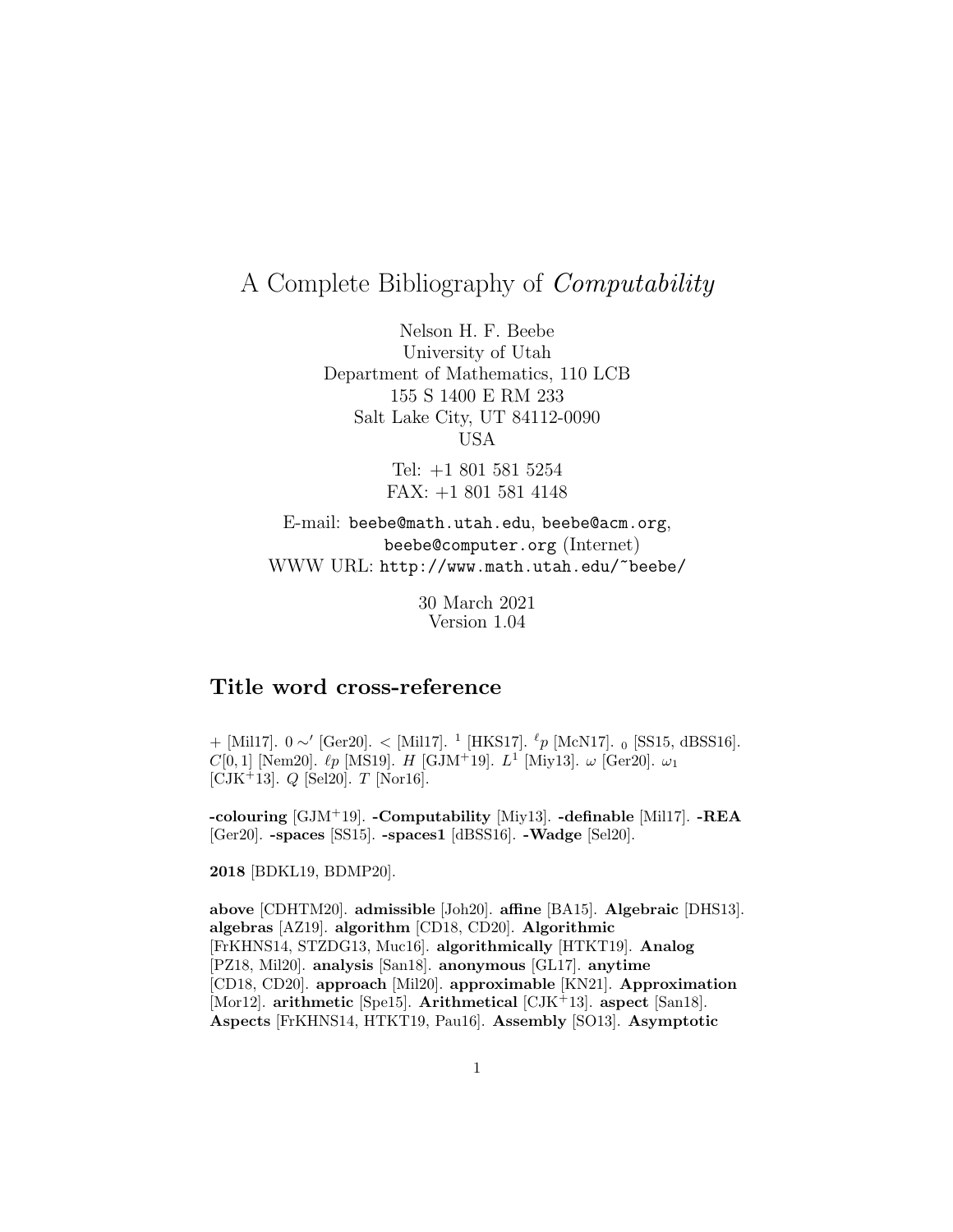# A Complete Bibliography of *Computability*

Nelson H. F. Beebe
University of Utah
Department of Mathematics, 110 LCB
155 S 1400 E RM 233
Salt Lake City, UT 84112-0090
USA

Tel: +1 801 581 5254
FAX: +1 801 581 4148

E-mail: beebe@math.utah.edu, beebe@acm.org,
beebe@computer.org (Internet)
WWW URL: http://www.math.utah.edu/~beebe/

30 March 2021
Version 1.04

## Title word cross-reference

$+$ [Mil17]. $0 \sim'$ [Ger20]. $<$ [Mil17]. $^1$ [HKS17]. $^{\ell}p$ [McN17]. $_0$ [SS15, dBSS16]. $C[0,1]$ [Nem20]. $\ell p$ [MS19]. $H$ [GJM+19]. $L^1$ [Miy13]. $\omega$ [Ger20]. $\omega_1$ [CJK+13]. $Q$ [Sel20]. $T$ [Nor16].

**-colouring** [GJM+19]. **-Computability** [Miy13]. **-definable** [Mil17]. **-REA** [Ger20]. **-spaces** [SS15]. **-spaces1** [dBSS16]. **-Wadge** [Sel20].

**2018** [BDKL19, BDMP20].

**above** [CDHTM20]. **admissible** [Joh20]. **affine** [BA15]. **Algebraic** [DHS13]. **algebras** [AZ19]. **algorithm** [CD18, CD20]. **Algorithmic** [FrKHNS14, STZDG13, Muc16]. **algorithmically** [HTKT19]. **Analog** [PZ18, Mil20]. **analysis** [San18]. **anonymous** [GL17]. **anytime** [CD18, CD20]. **approach** [Mil20]. **approximable** [KN21]. **Approximation** [Mor12]. **arithmetic** [Spe15]. **Arithmetical** [CJK+13]. **aspect** [San18]. **Aspects** [FrKHNS14, HTKT19, Pau16]. **Assembly** [SO13]. **Asymptotic**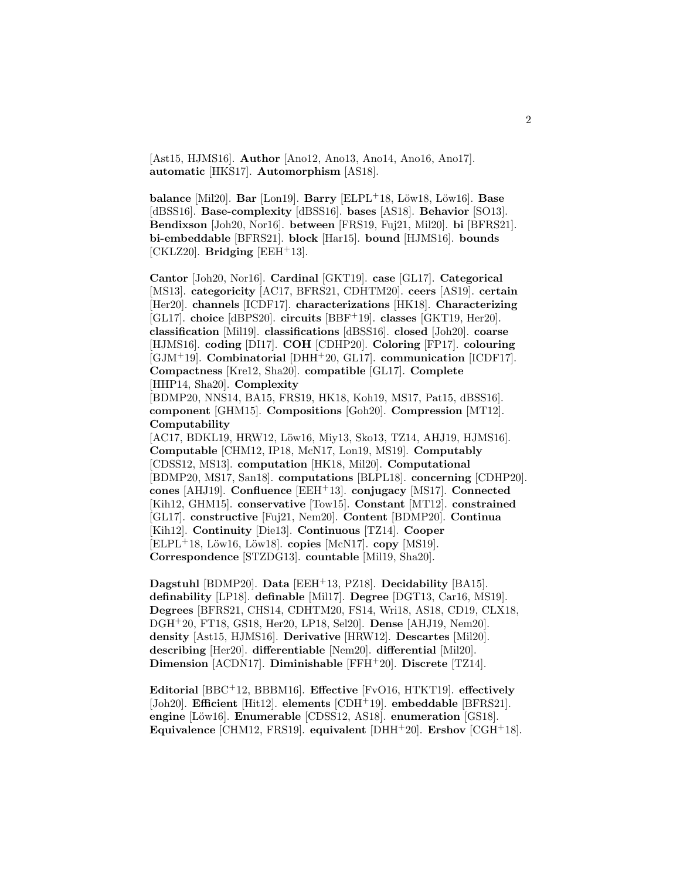[Ast15, HJMS16]. **Author** [Ano12, Ano13, Ano14, Ano16, Ano17]. **automatic** [HKS17]. **Automorphism** [AS18].

**balance** [Mil20]. **Bar** [Lon19]. **Barry** [ELPL+18, Löw18, Löw16]. **Base** [dBSS16]. **Base-complexity** [dBSS16]. **bases** [AS18]. **Behavior** [SO13]. **Bendixson** [Joh20, Nor16]. **between** [FRS19, Fuj21, Mil20]. **bi** [BFRS21]. **bi-embeddable** [BFRS21]. **block** [Har15]. **bound** [HJMS16]. **bounds** [CKLZ20]. **Bridging** [EEH+13].

**Cantor** [Joh20, Nor16]. **Cardinal** [GKT19]. **case** [GL17]. **Categorical** [MS13]. **categoricity** [AC17, BFRS21, CDHTM20]. **ceers** [AS19]. **certain** [Her20]. **channels** [ICDF17]. **characterizations** [HK18]. **Characterizing** [GL17]. **choice** [dBPS20]. **circuits** [BBF+19]. **classes** [GKT19, Her20]. **classification** [Mil19]. **classifications** [dBSS16]. **closed** [Joh20]. **coarse** [HJMS16]. **coding** [DI17]. **COH** [CDHP20]. **Coloring** [FP17]. **colouring** [GJM+19]. **Combinatorial** [DHH+20, GL17]. **communication** [ICDF17]. **Compactness** [Kre12, Sha20]. **compatible** [GL17]. **Complete** [HHP14, Sha20]. **Complexity** [BDMP20, NNS14, BA15, FRS19, HK18, Koh19, MS17, Pat15, dBSS16]. **component** [GHM15]. **Compositions** [Goh20]. **Compression** [MT12]. **Computability** [AC17, BDKL19, HRW12, Löw16, Miy13, Sko13, TZ14, AHJ19, HJMS16]. **Computable** [CHM12, IP18, McN17, Lon19, MS19]. **Computably** [CDSS12, MS13]. **computation** [HK18, Mil20]. **Computational** [BDMP20, MS17, San18]. **computations** [BLPL18]. **concerning** [CDHP20]. **cones** [AHJ19]. **Confluence** [EEH+13]. **conjugacy** [MS17]. **Connected** [Kih12, GHM15]. **conservative** [Tow15]. **Constant** [MT12]. **constrained** [GL17]. **constructive** [Fuj21, Nem20]. **Content** [BDMP20]. **Continua** [Kih12]. **Continuity** [Die13]. **Continuous** [TZ14]. **Cooper** [ELPL+18, Löw16, Löw18]. **copies** [McN17]. **copy** [MS19]. **Correspondence** [STZDG13]. **countable** [Mil19, Sha20].

**Dagstuhl** [BDMP20]. **Data** [EEH+13, PZ18]. **Decidability** [BA15]. **definability** [LP18]. **definable** [Mil17]. **Degree** [DGT13, Car16, MS19]. **Degrees** [BFRS21, CHS14, CDHTM20, FS14, Wri18, AS18, CD19, CLX18, DGH+20, FT18, GS18, Her20, LP18, Sel20]. **Dense** [AHJ19, Nem20]. **density** [Ast15, HJMS16]. **Derivative** [HRW12]. **Descartes** [Mil20]. **describing** [Her20]. **differentiable** [Nem20]. **differential** [Mil20]. **Dimension** [ACDN17]. **Diminishable** [FFH+20]. **Discrete** [TZ14].

**Editorial** [BBC+12, BBBM16]. **Effective** [FvO16, HTKT19]. **effectively** [Joh20]. **Efficient** [Hit12]. **elements** [CDH+19]. **embeddable** [BFRS21]. **engine** [Löw16]. **Enumerable** [CDSS12, AS18]. **enumeration** [GS18]. **Equivalence** [CHM12, FRS19]. **equivalent** [DHH+20]. **Ershov** [CGH+18].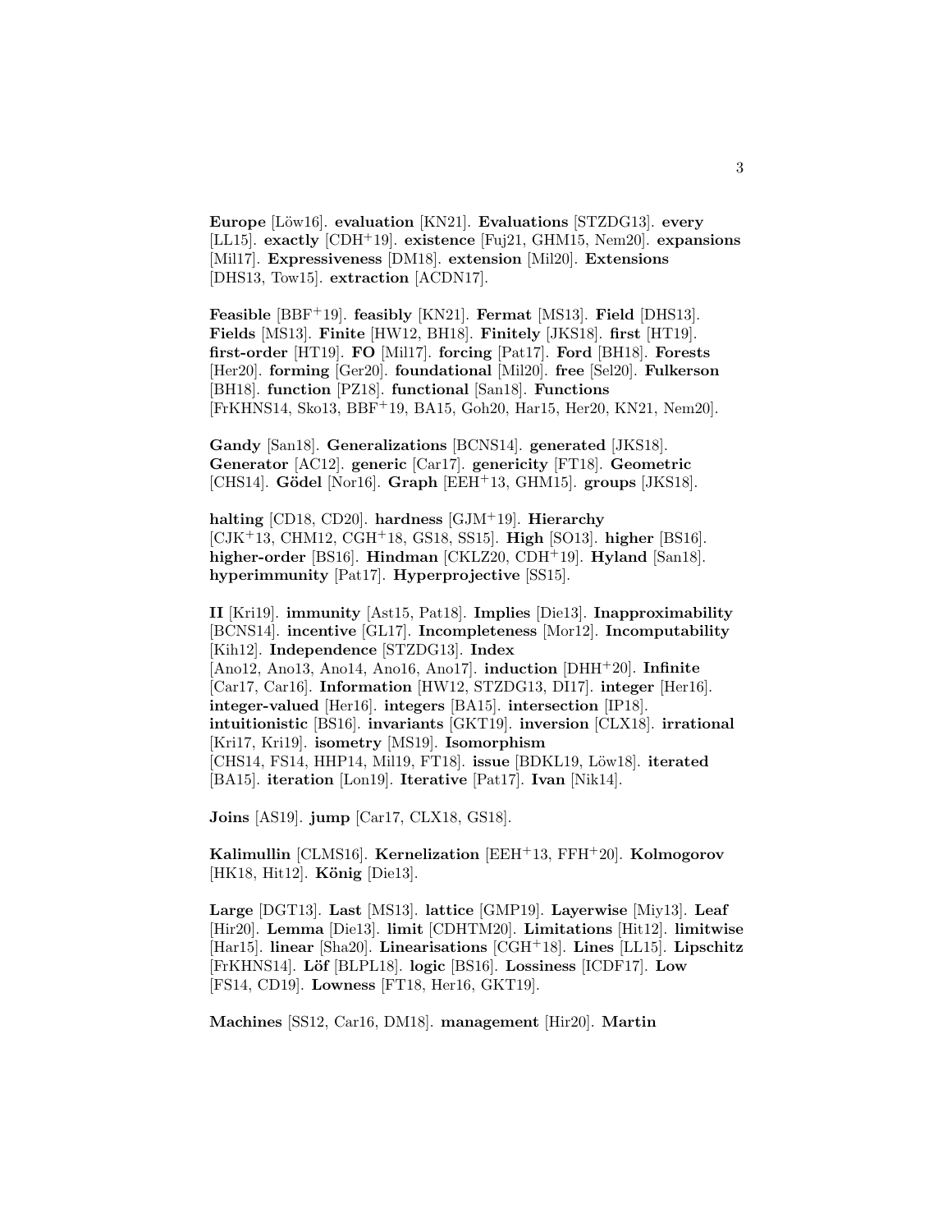**Europe** [Löw16]. **evaluation** [KN21]. **Evaluations** [STZDG13]. **every** [LL15]. **exactly** [CDH+19]. **existence** [Fuj21, GHM15, Nem20]. **expansions** [Mil17]. **Expressiveness** [DM18]. **extension** [Mil20]. **Extensions** [DHS13, Tow15]. **extraction** [ACDN17].

**Feasible** [BBF+19]. **feasibly** [KN21]. **Fermat** [MS13]. **Field** [DHS13]. **Fields** [MS13]. **Finite** [HW12, BH18]. **Finitely** [JKS18]. **first** [HT19]. **first-order** [HT19]. **FO** [Mil17]. **forcing** [Pat17]. **Ford** [BH18]. **Forests** [Her20]. **forming** [Ger20]. **foundational** [Mil20]. **free** [Sel20]. **Fulkerson** [BH18]. **function** [PZ18]. **functional** [San18]. **Functions** [FrKHNS14, Sko13, BBF+19, BA15, Goh20, Har15, Her20, KN21, Nem20].

**Gandy** [San18]. **Generalizations** [BCNS14]. **generated** [JKS18]. **Generator** [AC12]. **generic** [Car17]. **genericity** [FT18]. **Geometric** [CHS14]. **Gödel** [Nor16]. **Graph** [EEH+13, GHM15]. **groups** [JKS18].

**halting** [CD18, CD20]. **hardness** [GJM+19]. **Hierarchy** [CJK+13, CHM12, CGH+18, GS18, SS15]. **High** [SO13]. **higher** [BS16]. **higher-order** [BS16]. **Hindman** [CKLZ20, CDH+19]. **Hyland** [San18]. **hyperimmunity** [Pat17]. **Hyperprojective** [SS15].

**II** [Kri19]. **immunity** [Ast15, Pat18]. **Implies** [Die13]. **Inapproximability** [BCNS14]. **incentive** [GL17]. **Incompleteness** [Mor12]. **Incomputability** [Kih12]. **Independence** [STZDG13]. **Index** [Ano12, Ano13, Ano14, Ano16, Ano17]. **induction** [DHH+20]. **Infinite** [Car17, Car16]. **Information** [HW12, STZDG13, DI17]. **integer** [Her16]. **integer-valued** [Her16]. **integers** [BA15]. **intersection** [IP18]. **intuitionistic** [BS16]. **invariants** [GKT19]. **inversion** [CLX18]. **irrational** [Kri17, Kri19]. **isometry** [MS19]. **Isomorphism** [CHS14, FS14, HHP14, Mil19, FT18]. **issue** [BDKL19, Löw18]. **iterated** [BA15]. **iteration** [Lon19]. **Iterative** [Pat17]. **Ivan** [Nik14].

**Joins** [AS19]. **jump** [Car17, CLX18, GS18].

**Kalimullin** [CLMS16]. **Kernelization** [EEH+13, FFH+20]. **Kolmogorov** [HK18, Hit12]. **König** [Die13].

**Large** [DGT13]. **Last** [MS13]. **lattice** [GMP19]. **Layerwise** [Miy13]. **Leaf** [Hir20]. **Lemma** [Die13]. **limit** [CDHTM20]. **Limitations** [Hit12]. **limitwise** [Har15]. **linear** [Sha20]. **Linearisations** [CGH+18]. **Lines** [LL15]. **Lipschitz** [FrKHNS14]. **Löf** [BLPL18]. **logic** [BS16]. **Lossiness** [ICDF17]. **Low** [FS14, CD19]. **Lowness** [FT18, Her16, GKT19].

**Machines** [SS12, Car16, DM18]. **management** [Hir20]. **Martin**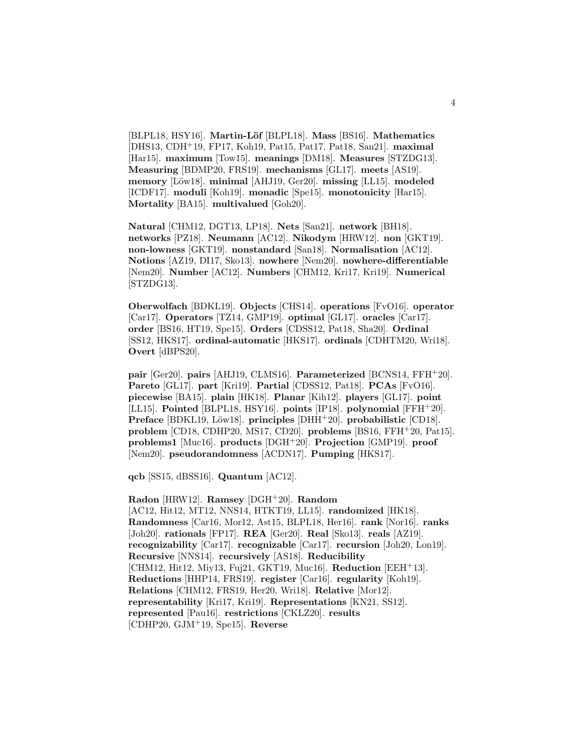[BLPL18, HSY16]. **Martin-Löf** [BLPL18]. **Mass** [BS16]. **Mathematics** [DHS13, CDH+19, FP17, Koh19, Pat15, Pat17, Pat18, San21]. **maximal** [Har15]. **maximum** [Tow15]. **meanings** [DM18]. **Measures** [STZDG13]. **Measuring** [BDMP20, FRS19]. **mechanisms** [GL17]. **meets** [AS19]. **memory** [Löw18]. **minimal** [AHJ19, Ger20]. **missing** [LL15]. **modeled** [ICDF17]. **moduli** [Koh19]. **monadic** [Spe15]. **monotonicity** [Har15]. **Mortality** [BA15]. **multivalued** [Goh20].

**Natural** [CHM12, DGT13, LP18]. **Nets** [San21]. **network** [BH18]. **networks** [PZ18]. **Neumann** [AC12]. **Nikodym** [HRW12]. **non** [GKT19]. **non-lowness** [GKT19]. **nonstandard** [San18]. **Normalisation** [AC12]. **Notions** [AZ19, DI17, Sko13]. **nowhere** [Nem20]. **nowhere-differentiable** [Nem20]. **Number** [AC12]. **Numbers** [CHM12, Kri17, Kri19]. **Numerical** [STZDG13].

**Oberwolfach** [BDKL19]. **Objects** [CHS14]. **operations** [FvO16]. **operator** [Car17]. **Operators** [TZ14, GMP19]. **optimal** [GL17]. **oracles** [Car17]. **order** [BS16, HT19, Spe15]. **Orders** [CDSS12, Pat18, Sha20]. **Ordinal** [SS12, HKS17]. **ordinal-automatic** [HKS17]. **ordinals** [CDHTM20, Wri18]. **Overt** [dBPS20].

**pair** [Ger20]. **pairs** [AHJ19, CLMS16]. **Parameterized** [BCNS14, FFH+20]. **Pareto** [GL17]. **part** [Kri19]. **Partial** [CDSS12, Pat18]. **PCAs** [FvO16]. **piecewise** [BA15]. **plain** [HK18]. **Planar** [Kih12]. **players** [GL17]. **point** [LL15]. **Pointed** [BLPL18, HSY16]. **points** [IP18]. **polynomial** [FFH+20]. **Preface** [BDKL19, Löw18]. **principles** [DHH+20]. **probabilistic** [CD18]. **problem** [CD18, CDHP20, MS17, CD20]. **problems** [BS16, FFH+20, Pat15]. **problems1** [Muc16]. **products** [DGH+20]. **Projection** [GMP19]. **proof** [Nem20]. **pseudorandomness** [ACDN17]. **Pumping** [HKS17].

**qcb** [SS15, dBSS16]. **Quantum** [AC12].

**Radon** [HRW12]. **Ramsey** [DGH+20]. **Random** [AC12, Hit12, MT12, NNS14, HTKT19, LL15]. **randomized** [HK18]. **Randomness** [Car16, Mor12, Ast15, BLPL18, Her16]. **rank** [Nor16]. **ranks** [Joh20]. **rationals** [FP17]. **REA** [Ger20]. **Real** [Sko13]. **reals** [AZ19]. **recognizability** [Car17]. **recognizable** [Car17]. **recursion** [Joh20, Lon19]. **Recursive** [NNS14]. **recursively** [AS18]. **Reducibility** [CHM12, Hit12, Miy13, Fuj21, GKT19, Muc16]. **Reduction** [EEH+13]. **Reductions** [HHP14, FRS19]. **register** [Car16]. **regularity** [Koh19]. **Relations** [CHM12, FRS19, Her20, Wri18]. **Relative** [Mor12]. **representability** [Kri17, Kri19]. **Representations** [KN21, SS12]. **represented** [Pau16]. **restrictions** [CKLZ20]. **results** [CDHP20, GJM+19, Spe15]. **Reverse**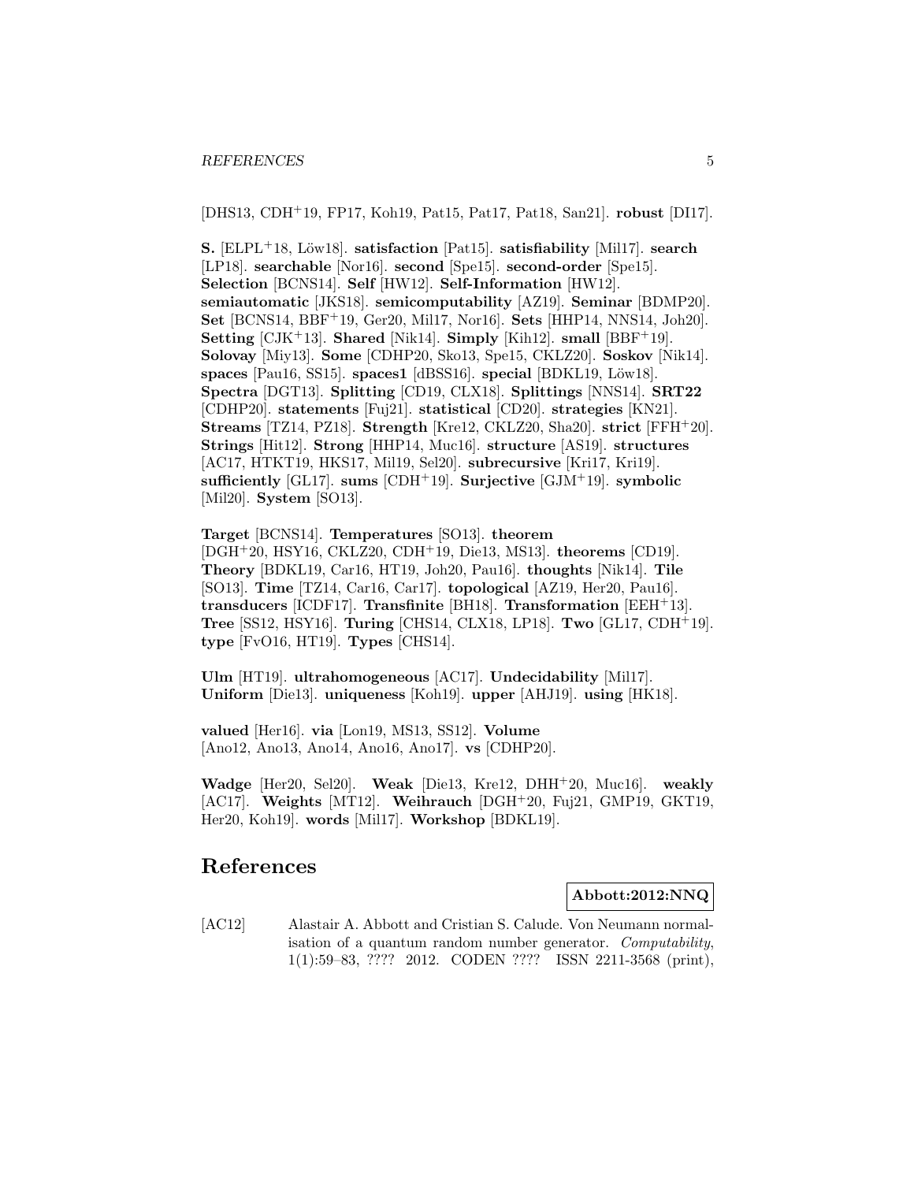[DHS13, CDH[+]19, FP17, Koh19, Pat15, Pat17, Pat18, San21]. **robust** [DI17].

**S.** [ELPL[+]18, Löw18]. **satisfaction** [Pat15]. **satisfiability** [Mil17]. **search** [LP18]. **searchable** [Nor16]. **second** [Spe15]. **second-order** [Spe15]. **Selection** [BCNS14]. **Self** [HW12]. **Self-Information** [HW12]. **semiautomatic** [JKS18]. **semicomputability** [AZ19]. **Seminar** [BDMP20]. **Set** [BCNS14, BBF[+]19, Ger20, Mil17, Nor16]. **Sets** [HHP14, NNS14, Joh20]. **Setting** [CJK[+]13]. **Shared** [Nik14]. **Simply** [Kih12]. **small** [BBF[+]19]. **Solovay** [Miy13]. **Some** [CDHP20, Sko13, Spe15, CKLZ20]. **Soskov** [Nik14]. **spaces** [Pau16, SS15]. **spaces1** [dBSS16]. **special** [BDKL19, Löw18]. **Spectra** [DGT13]. **Splitting** [CD19, CLX18]. **Splittings** [NNS14]. **SRT22** [CDHP20]. **statements** [Fuj21]. **statistical** [CD20]. **strategies** [KN21]. **Streams** [TZ14, PZ18]. **Strength** [Kre12, CKLZ20, Sha20]. **strict** [FFH[+]20]. **Strings** [Hit12]. **Strong** [HHP14, Muc16]. **structure** [AS19]. **structures** [AC17, HTKT19, HKS17, Mil19, Sel20]. **subrecursive** [Kri17, Kri19]. **sufficiently** [GL17]. **sums** [CDH[+]19]. **Surjective** [GJM[+]19]. **symbolic** [Mil20]. **System** [SO13].

**Target** [BCNS14]. **Temperatures** [SO13]. **theorem** [DGH[+]20, HSY16, CKLZ20, CDH[+]19, Die13, MS13]. **theorems** [CD19]. **Theory** [BDKL19, Car16, HT19, Joh20, Pau16]. **thoughts** [Nik14]. **Tile** [SO13]. **Time** [TZ14, Car16, Car17]. **topological** [AZ19, Her20, Pau16]. **transducers** [ICDF17]. **Transfinite** [BH18]. **Transformation** [EEH[+]13]. **Tree** [SS12, HSY16]. **Turing** [CHS14, CLX18, LP18]. **Two** [GL17, CDH[+]19]. **type** [FvO16, HT19]. **Types** [CHS14].

**Ulm** [HT19]. **ultrahomogeneous** [AC17]. **Undecidability** [Mil17]. **Uniform** [Die13]. **uniqueness** [Koh19]. **upper** [AHJ19]. **using** [HK18].

**valued** [Her16]. **via** [Lon19, MS13, SS12]. **Volume** [Ano12, Ano13, Ano14, Ano16, Ano17]. **vs** [CDHP20].

**Wadge** [Her20, Sel20]. **Weak** [Die13, Kre12, DHH[+]20, Muc16]. **weakly** [AC17]. **Weights** [MT12]. **Weihrauch** [DGH[+]20, Fuj21, GMP19, GKT19, Her20, Koh19]. **words** [Mil17]. **Workshop** [BDKL19].

# References

**Abbott:2012:NNQ**

[AC12] Alastair A. Abbott and Cristian S. Calude. Von Neumann normalisation of a quantum random number generator. *Computability*, 1(1):59–83, ???? 2012. CODEN ???? ISSN 2211-3568 (print),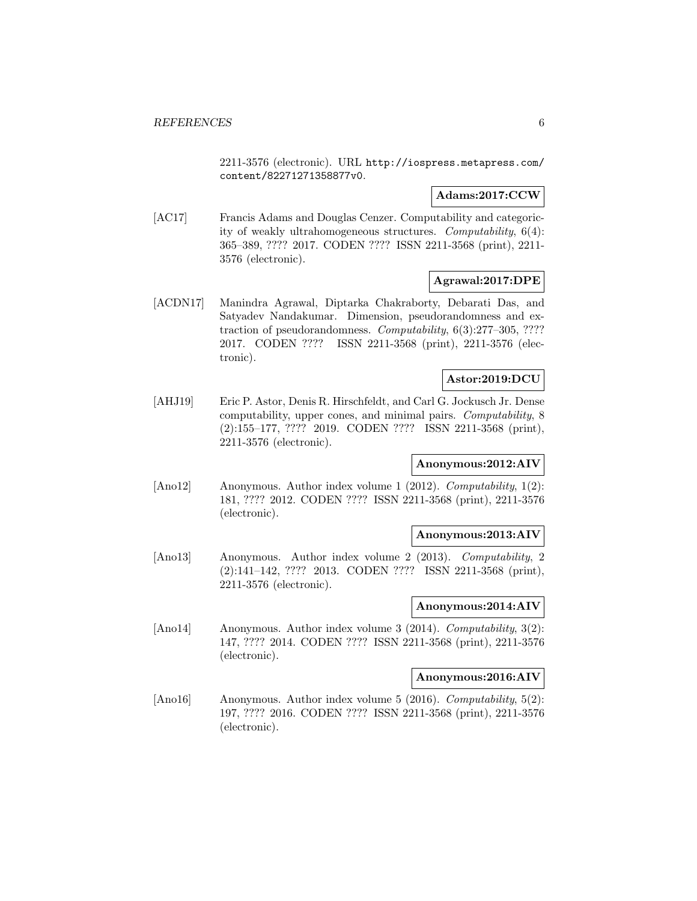2211-3576 (electronic). URL http://iospress.metapress.com/content/82271271358877v0.

**Adams:2017:CCW**

[AC17] Francis Adams and Douglas Cenzer. Computability and categoricity of weakly ultrahomogeneous structures. *Computability*, 6(4): 365–389, ???? 2017. CODEN ???? ISSN 2211-3568 (print), 2211-3576 (electronic).

**Agrawal:2017:DPE**

[ACDN17] Manindra Agrawal, Diptarka Chakraborty, Debarati Das, and Satyadev Nandakumar. Dimension, pseudorandomness and extraction of pseudorandomness. *Computability*, 6(3):277–305, ???? 2017. CODEN ???? ISSN 2211-3568 (print), 2211-3576 (electronic).

**Astor:2019:DCU**

[AHJ19] Eric P. Astor, Denis R. Hirschfeldt, and Carl G. Jockusch Jr. Dense computability, upper cones, and minimal pairs. *Computability*, 8 (2):155–177, ???? 2019. CODEN ???? ISSN 2211-3568 (print), 2211-3576 (electronic).

**Anonymous:2012:AIV**

[Ano12] Anonymous. Author index volume 1 (2012). *Computability*, 1(2): 181, ???? 2012. CODEN ???? ISSN 2211-3568 (print), 2211-3576 (electronic).

**Anonymous:2013:AIV**

[Ano13] Anonymous. Author index volume 2 (2013). *Computability*, 2 (2):141–142, ???? 2013. CODEN ???? ISSN 2211-3568 (print), 2211-3576 (electronic).

**Anonymous:2014:AIV**

[Ano14] Anonymous. Author index volume 3 (2014). *Computability*, 3(2): 147, ???? 2014. CODEN ???? ISSN 2211-3568 (print), 2211-3576 (electronic).

**Anonymous:2016:AIV**

[Ano16] Anonymous. Author index volume 5 (2016). *Computability*, 5(2): 197, ???? 2016. CODEN ???? ISSN 2211-3568 (print), 2211-3576 (electronic).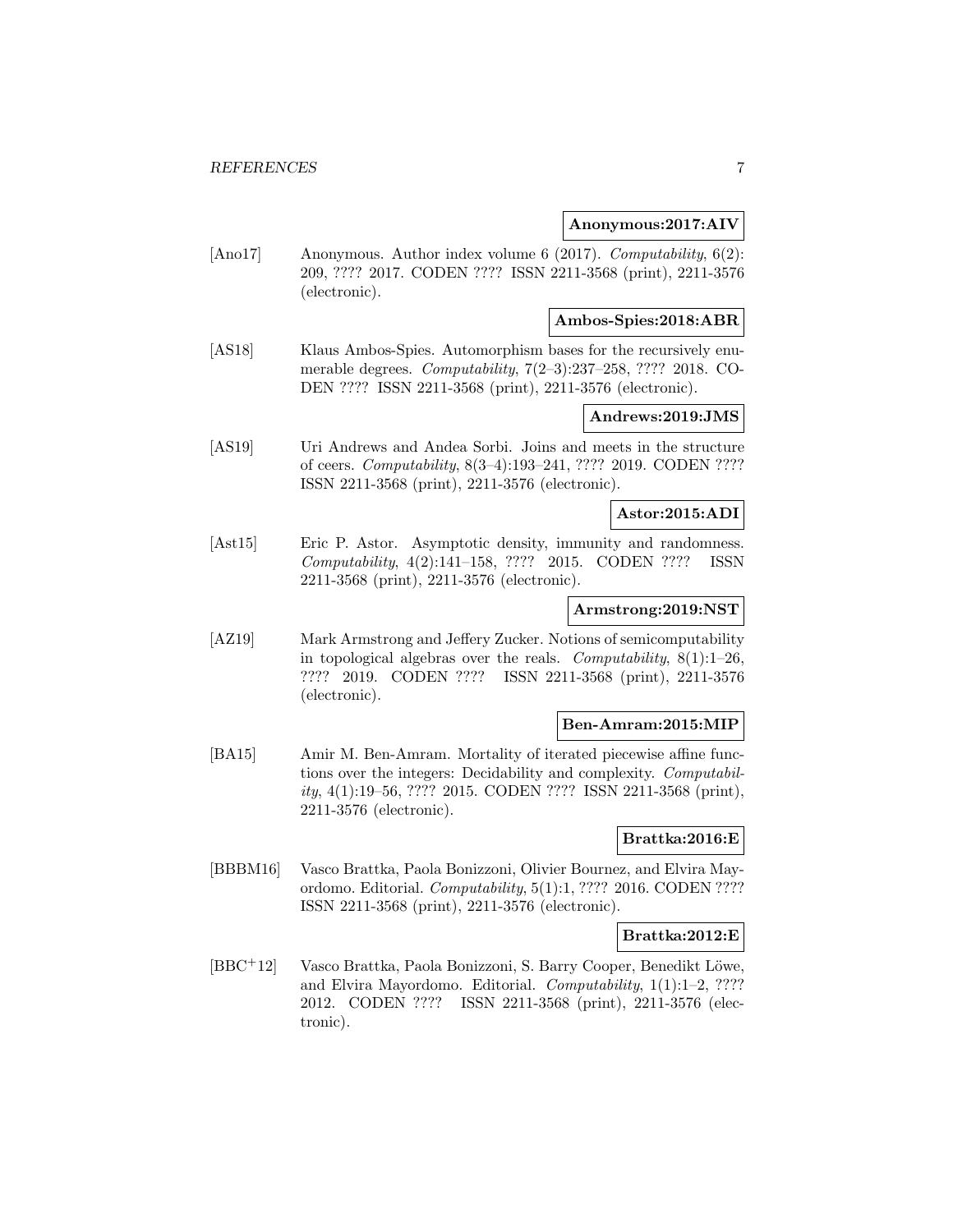**Anonymous:2017:AIV**

[Ano17] Anonymous. Author index volume 6 (2017). *Computability*, 6(2): 209, ???? 2017. CODEN ???? ISSN 2211-3568 (print), 2211-3576 (electronic).

**Ambos-Spies:2018:ABR**

[AS18] Klaus Ambos-Spies. Automorphism bases for the recursively enumerable degrees. *Computability*, 7(2–3):237–258, ???? 2018. CODEN ???? ISSN 2211-3568 (print), 2211-3576 (electronic).

**Andrews:2019:JMS**

[AS19] Uri Andrews and Andea Sorbi. Joins and meets in the structure of ceers. *Computability*, 8(3–4):193–241, ???? 2019. CODEN ???? ISSN 2211-3568 (print), 2211-3576 (electronic).

**Astor:2015:ADI**

[Ast15] Eric P. Astor. Asymptotic density, immunity and randomness. *Computability*, 4(2):141–158, ???? 2015. CODEN ???? ISSN 2211-3568 (print), 2211-3576 (electronic).

**Armstrong:2019:NST**

[AZ19] Mark Armstrong and Jeffery Zucker. Notions of semicomputability in topological algebras over the reals. *Computability*, 8(1):1–26, ???? 2019. CODEN ???? ISSN 2211-3568 (print), 2211-3576 (electronic).

**Ben-Amram:2015:MIP**

[BA15] Amir M. Ben-Amram. Mortality of iterated piecewise affine functions over the integers: Decidability and complexity. *Computability*, 4(1):19–56, ???? 2015. CODEN ???? ISSN 2211-3568 (print), 2211-3576 (electronic).

**Brattka:2016:E**

[BBBM16] Vasco Brattka, Paola Bonizzoni, Olivier Bournez, and Elvira Mayordomo. Editorial. *Computability*, 5(1):1, ???? 2016. CODEN ???? ISSN 2211-3568 (print), 2211-3576 (electronic).

**Brattka:2012:E**

[BBC+12] Vasco Brattka, Paola Bonizzoni, S. Barry Cooper, Benedikt Löwe, and Elvira Mayordomo. Editorial. *Computability*, 1(1):1–2, ???? 2012. CODEN ???? ISSN 2211-3568 (print), 2211-3576 (electronic).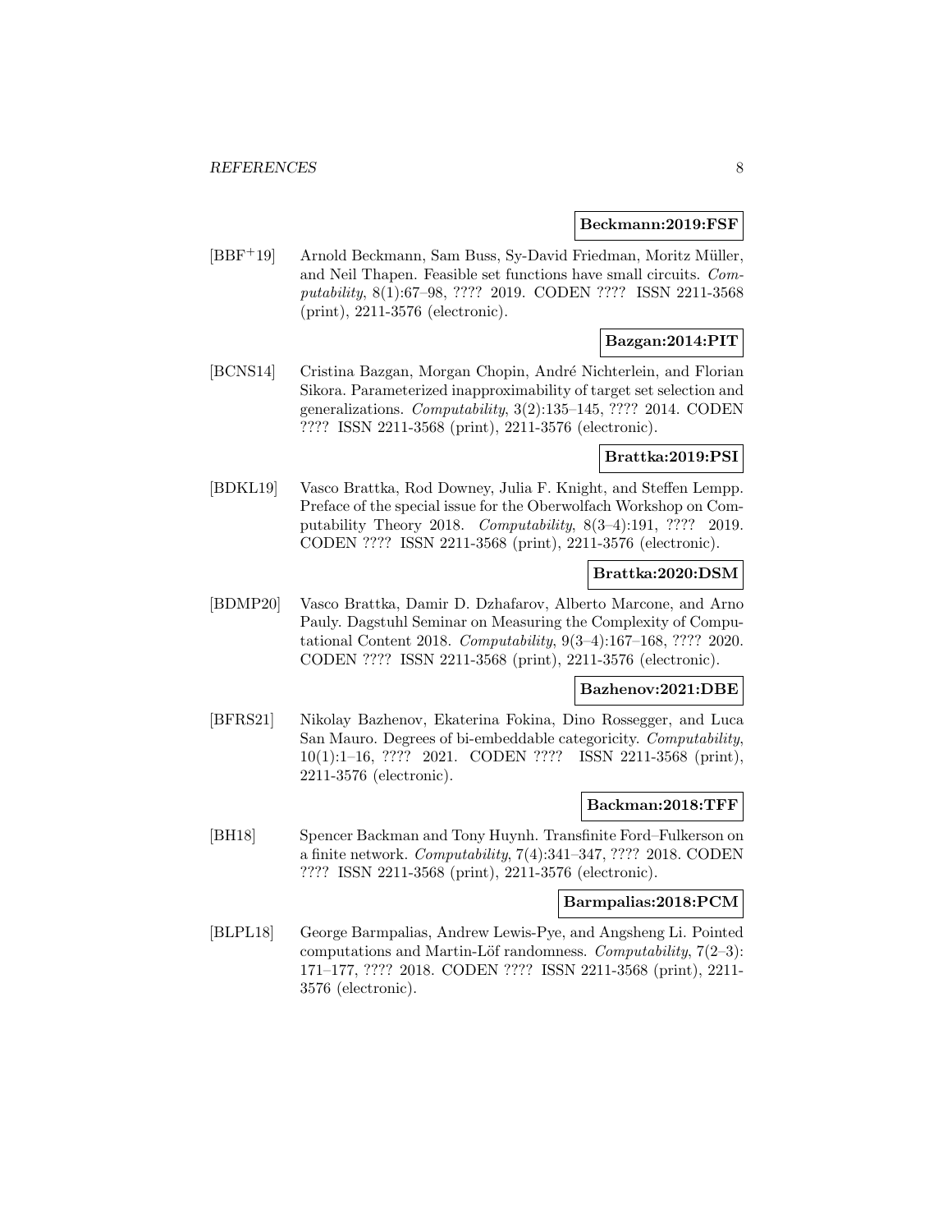**Beckmann:2019:FSF**

[BBF+19] Arnold Beckmann, Sam Buss, Sy-David Friedman, Moritz Müller, and Neil Thapen. Feasible set functions have small circuits. *Computability*, 8(1):67–98, ???? 2019. CODEN ???? ISSN 2211-3568 (print), 2211-3576 (electronic).

**Bazgan:2014:PIT**

[BCNS14] Cristina Bazgan, Morgan Chopin, André Nichterlein, and Florian Sikora. Parameterized inapproximability of target set selection and generalizations. *Computability*, 3(2):135–145, ???? 2014. CODEN ???? ISSN 2211-3568 (print), 2211-3576 (electronic).

**Brattka:2019:PSI**

[BDKL19] Vasco Brattka, Rod Downey, Julia F. Knight, and Steffen Lempp. Preface of the special issue for the Oberwolfach Workshop on Computability Theory 2018. *Computability*, 8(3–4):191, ???? 2019. CODEN ???? ISSN 2211-3568 (print), 2211-3576 (electronic).

**Brattka:2020:DSM**

[BDMP20] Vasco Brattka, Damir D. Dzhafarov, Alberto Marcone, and Arno Pauly. Dagstuhl Seminar on Measuring the Complexity of Computational Content 2018. *Computability*, 9(3–4):167–168, ???? 2020. CODEN ???? ISSN 2211-3568 (print), 2211-3576 (electronic).

**Bazhenov:2021:DBE**

[BFRS21] Nikolay Bazhenov, Ekaterina Fokina, Dino Rossegger, and Luca San Mauro. Degrees of bi-embeddable categoricity. *Computability*, 10(1):1–16, ???? 2021. CODEN ???? ISSN 2211-3568 (print), 2211-3576 (electronic).

**Backman:2018:TFF**

[BH18] Spencer Backman and Tony Huynh. Transfinite Ford–Fulkerson on a finite network. *Computability*, 7(4):341–347, ???? 2018. CODEN ???? ISSN 2211-3568 (print), 2211-3576 (electronic).

**Barmpalias:2018:PCM**

[BLPL18] George Barmpalias, Andrew Lewis-Pye, and Angsheng Li. Pointed computations and Martin-Löf randomness. *Computability*, 7(2–3): 171–177, ???? 2018. CODEN ???? ISSN 2211-3568 (print), 2211-3576 (electronic).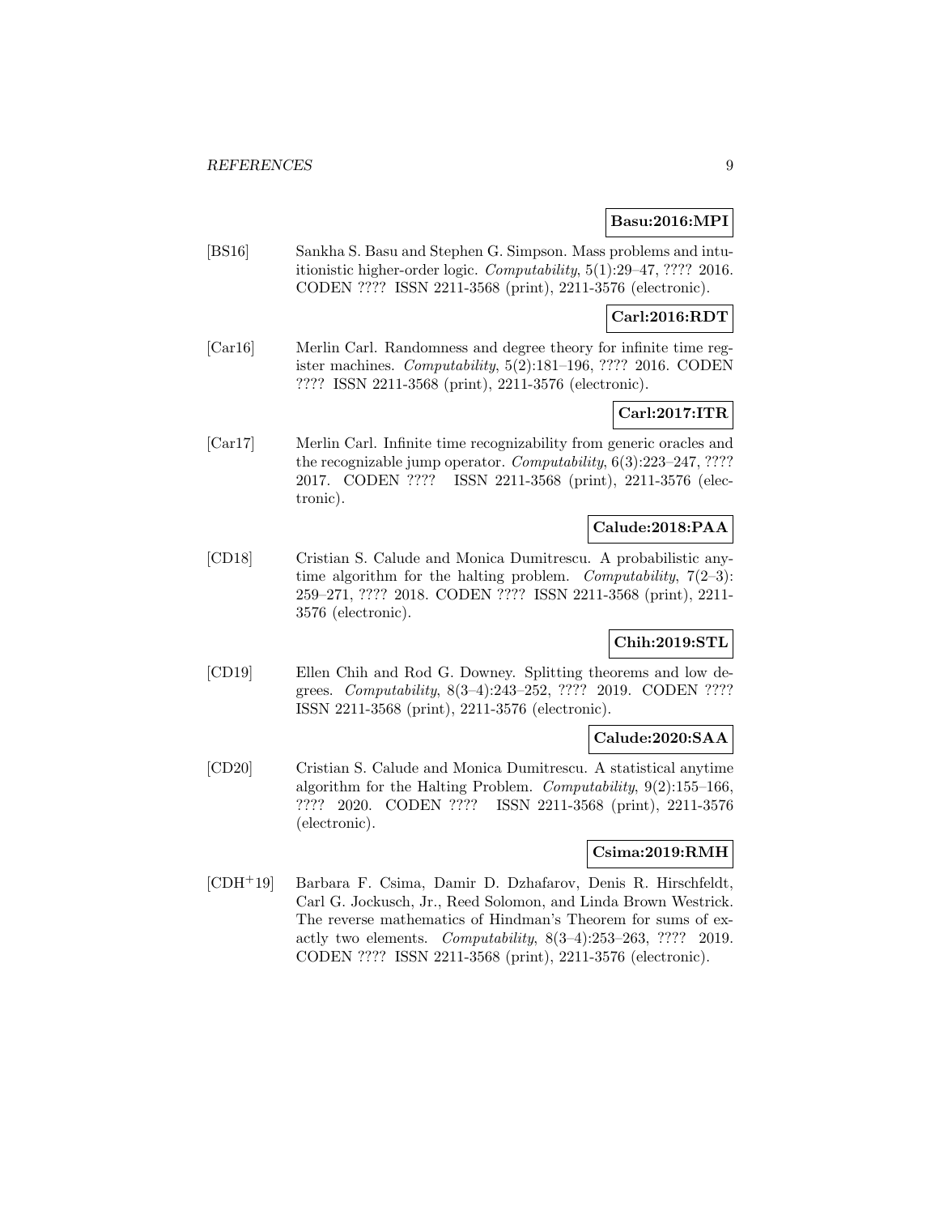**Basu:2016:MPI**

[BS16] Sankha S. Basu and Stephen G. Simpson. Mass problems and intuitionistic higher-order logic. *Computability*, 5(1):29–47, ???? 2016. CODEN ???? ISSN 2211-3568 (print), 2211-3576 (electronic).

**Carl:2016:RDT**

[Car16] Merlin Carl. Randomness and degree theory for infinite time register machines. *Computability*, 5(2):181–196, ???? 2016. CODEN ???? ISSN 2211-3568 (print), 2211-3576 (electronic).

**Carl:2017:ITR**

[Car17] Merlin Carl. Infinite time recognizability from generic oracles and the recognizable jump operator. *Computability*, 6(3):223–247, ???? 2017. CODEN ???? ISSN 2211-3568 (print), 2211-3576 (electronic).

**Calude:2018:PAA**

[CD18] Cristian S. Calude and Monica Dumitrescu. A probabilistic anytime algorithm for the halting problem. *Computability*, 7(2–3): 259–271, ???? 2018. CODEN ???? ISSN 2211-3568 (print), 2211-3576 (electronic).

**Chih:2019:STL**

[CD19] Ellen Chih and Rod G. Downey. Splitting theorems and low degrees. *Computability*, 8(3–4):243–252, ???? 2019. CODEN ???? ISSN 2211-3568 (print), 2211-3576 (electronic).

**Calude:2020:SAA**

[CD20] Cristian S. Calude and Monica Dumitrescu. A statistical anytime algorithm for the Halting Problem. *Computability*, 9(2):155–166, ???? 2020. CODEN ???? ISSN 2211-3568 (print), 2211-3576 (electronic).

**Csima:2019:RMH**

[CDH+19] Barbara F. Csima, Damir D. Dzhafarov, Denis R. Hirschfeldt, Carl G. Jockusch, Jr., Reed Solomon, and Linda Brown Westrick. The reverse mathematics of Hindman's Theorem for sums of exactly two elements. *Computability*, 8(3–4):253–263, ???? 2019. CODEN ???? ISSN 2211-3568 (print), 2211-3576 (electronic).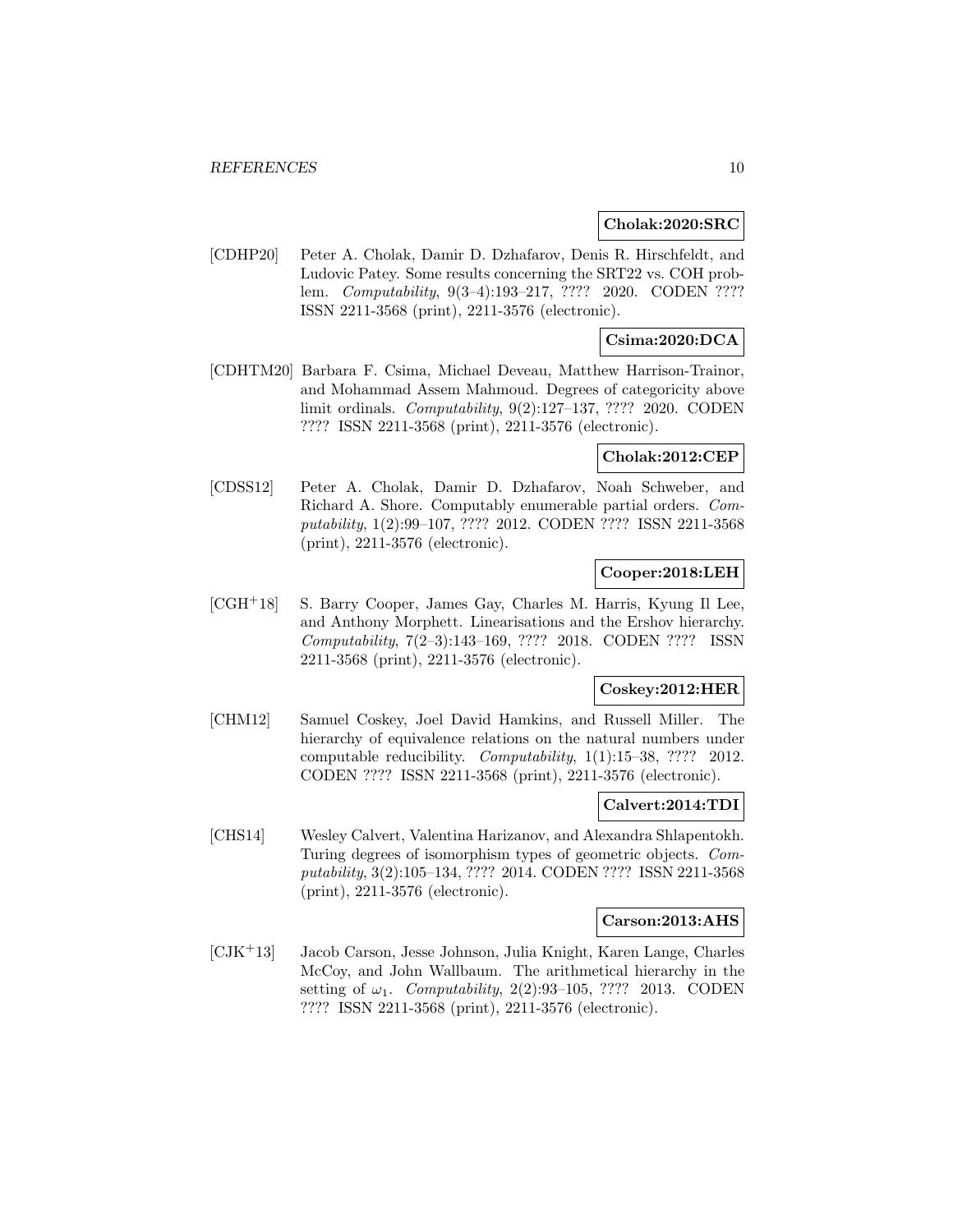**Cholak:2020:SRC**

[CDHP20] Peter A. Cholak, Damir D. Dzhafarov, Denis R. Hirschfeldt, and Ludovic Patey. Some results concerning the SRT22 vs. COH problem. *Computability*, 9(3–4):193–217, ???? 2020. CODEN ???? ISSN 2211-3568 (print), 2211-3576 (electronic).

**Csima:2020:DCA**

[CDHTM20] Barbara F. Csima, Michael Deveau, Matthew Harrison-Trainor, and Mohammad Assem Mahmoud. Degrees of categoricity above limit ordinals. *Computability*, 9(2):127–137, ???? 2020. CODEN ???? ISSN 2211-3568 (print), 2211-3576 (electronic).

**Cholak:2012:CEP**

[CDSS12] Peter A. Cholak, Damir D. Dzhafarov, Noah Schweber, and Richard A. Shore. Computably enumerable partial orders. *Computability*, 1(2):99–107, ???? 2012. CODEN ???? ISSN 2211-3568 (print), 2211-3576 (electronic).

**Cooper:2018:LEH**

[CGH+18] S. Barry Cooper, James Gay, Charles M. Harris, Kyung Il Lee, and Anthony Morphett. Linearisations and the Ershov hierarchy. *Computability*, 7(2–3):143–169, ???? 2018. CODEN ???? ISSN 2211-3568 (print), 2211-3576 (electronic).

**Coskey:2012:HER**

[CHM12] Samuel Coskey, Joel David Hamkins, and Russell Miller. The hierarchy of equivalence relations on the natural numbers under computable reducibility. *Computability*, 1(1):15–38, ???? 2012. CODEN ???? ISSN 2211-3568 (print), 2211-3576 (electronic).

**Calvert:2014:TDI**

[CHS14] Wesley Calvert, Valentina Harizanov, and Alexandra Shlapentokh. Turing degrees of isomorphism types of geometric objects. *Computability*, 3(2):105–134, ???? 2014. CODEN ???? ISSN 2211-3568 (print), 2211-3576 (electronic).

**Carson:2013:AHS**

[CJK+13] Jacob Carson, Jesse Johnson, Julia Knight, Karen Lange, Charles McCoy, and John Wallbaum. The arithmetical hierarchy in the setting of $\omega_1$. *Computability*, 2(2):93–105, ???? 2013. CODEN ???? ISSN 2211-3568 (print), 2211-3576 (electronic).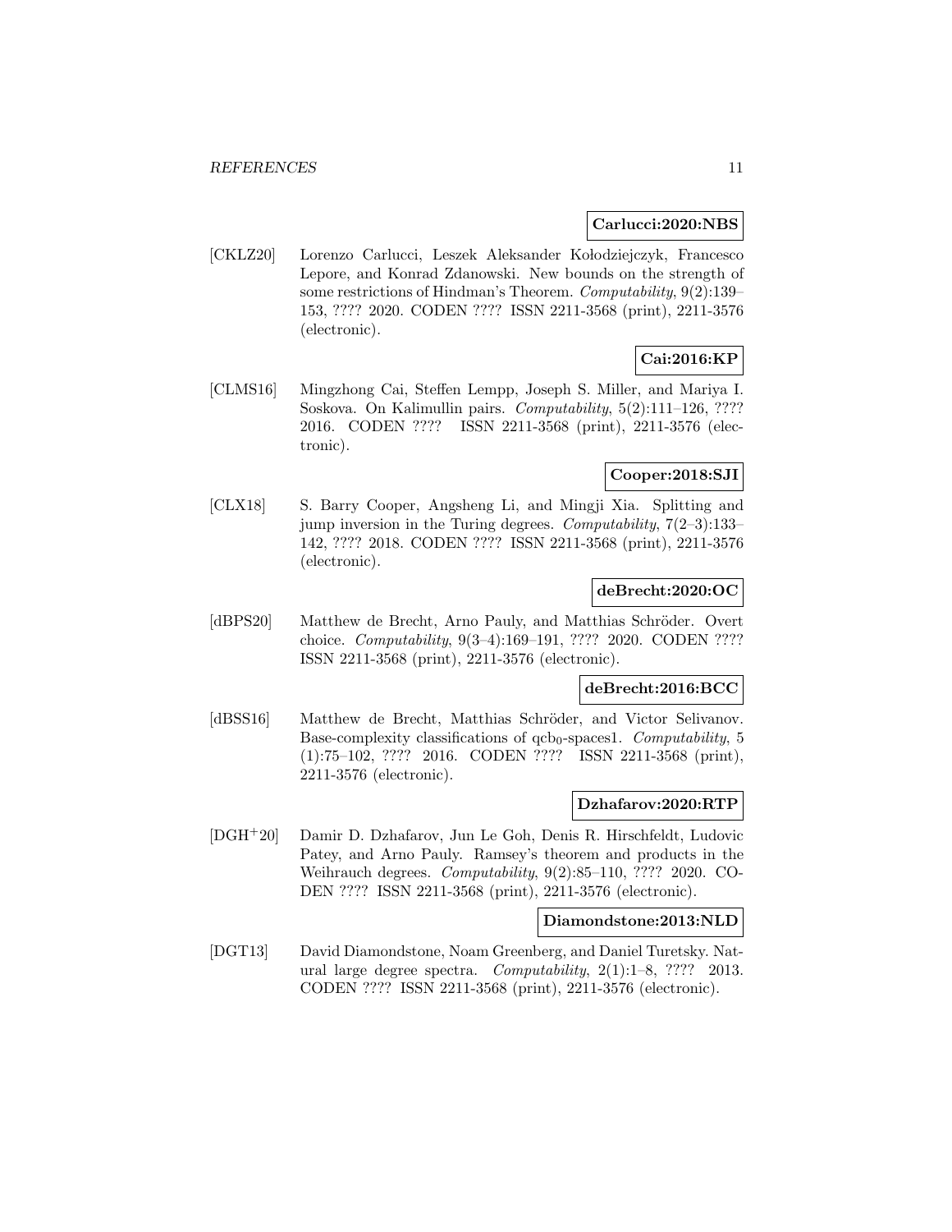**Carlucci:2020:NBS**

[CKLZ20] Lorenzo Carlucci, Leszek Aleksander Kołodziejczyk, Francesco Lepore, and Konrad Zdanowski. New bounds on the strength of some restrictions of Hindman's Theorem. *Computability*, 9(2):139–153, ???? 2020. CODEN ???? ISSN 2211-3568 (print), 2211-3576 (electronic).

**Cai:2016:KP**

[CLMS16] Mingzhong Cai, Steffen Lempp, Joseph S. Miller, and Mariya I. Soskova. On Kalimullin pairs. *Computability*, 5(2):111–126, ???? 2016. CODEN ???? ISSN 2211-3568 (print), 2211-3576 (electronic).

**Cooper:2018:SJI**

[CLX18] S. Barry Cooper, Angsheng Li, and Mingji Xia. Splitting and jump inversion in the Turing degrees. *Computability*, 7(2–3):133–142, ???? 2018. CODEN ???? ISSN 2211-3568 (print), 2211-3576 (electronic).

**deBrecht:2020:OC**

[dBPS20] Matthew de Brecht, Arno Pauly, and Matthias Schröder. Overt choice. *Computability*, 9(3–4):169–191, ???? 2020. CODEN ???? ISSN 2211-3568 (print), 2211-3576 (electronic).

**deBrecht:2016:BCC**

[dBSS16] Matthew de Brecht, Matthias Schröder, and Victor Selivanov. Base-complexity classifications of $qcb_0$-spaces1. *Computability*, 5 (1):75–102, ???? 2016. CODEN ???? ISSN 2211-3568 (print), 2211-3576 (electronic).

**Dzhafarov:2020:RTP**

[DGH+20] Damir D. Dzhafarov, Jun Le Goh, Denis R. Hirschfeldt, Ludovic Patey, and Arno Pauly. Ramsey's theorem and products in the Weihrauch degrees. *Computability*, 9(2):85–110, ???? 2020. CODEN ???? ISSN 2211-3568 (print), 2211-3576 (electronic).

**Diamondstone:2013:NLD**

[DGT13] David Diamondstone, Noam Greenberg, and Daniel Turetsky. Natural large degree spectra. *Computability*, 2(1):1–8, ???? 2013. CODEN ???? ISSN 2211-3568 (print), 2211-3576 (electronic).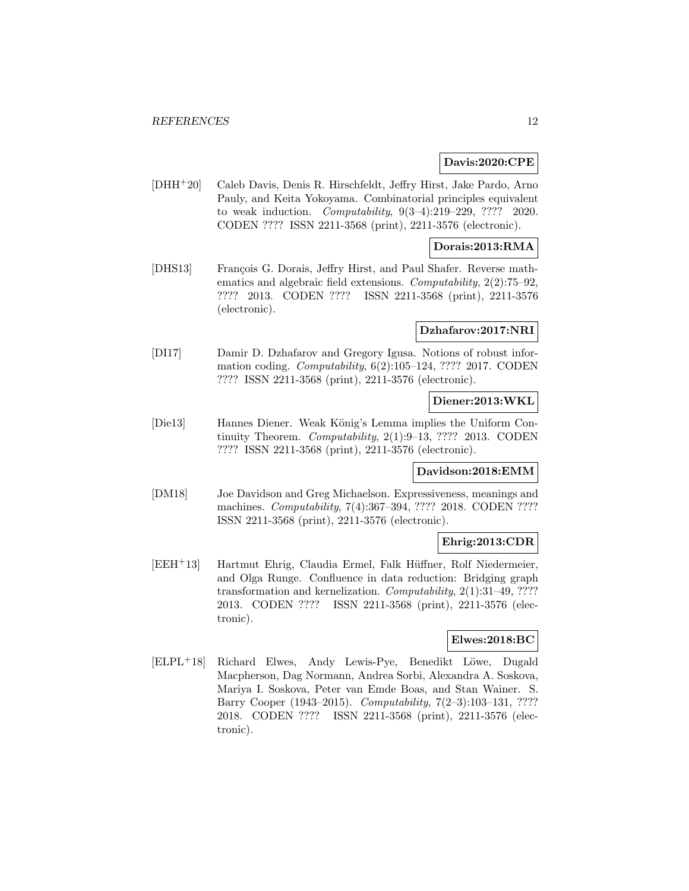**Davis:2020:CPE**

[DHH[+]20] Caleb Davis, Denis R. Hirschfeldt, Jeffry Hirst, Jake Pardo, Arno Pauly, and Keita Yokoyama. Combinatorial principles equivalent to weak induction. *Computability*, 9(3–4):219–229, ???? 2020. CODEN ???? ISSN 2211-3568 (print), 2211-3576 (electronic).

**Dorais:2013:RMA**

[DHS13] François G. Dorais, Jeffry Hirst, and Paul Shafer. Reverse mathematics and algebraic field extensions. *Computability*, 2(2):75–92, ???? 2013. CODEN ???? ISSN 2211-3568 (print), 2211-3576 (electronic).

**Dzhafarov:2017:NRI**

[DI17] Damir D. Dzhafarov and Gregory Igusa. Notions of robust information coding. *Computability*, 6(2):105–124, ???? 2017. CODEN ???? ISSN 2211-3568 (print), 2211-3576 (electronic).

**Diener:2013:WKL**

[Die13] Hannes Diener. Weak König's Lemma implies the Uniform Continuity Theorem. *Computability*, 2(1):9–13, ???? 2013. CODEN ???? ISSN 2211-3568 (print), 2211-3576 (electronic).

**Davidson:2018:EMM**

[DM18] Joe Davidson and Greg Michaelson. Expressiveness, meanings and machines. *Computability*, 7(4):367–394, ???? 2018. CODEN ???? ISSN 2211-3568 (print), 2211-3576 (electronic).

**Ehrig:2013:CDR**

[EEH[+]13] Hartmut Ehrig, Claudia Ermel, Falk Hüffner, Rolf Niedermeier, and Olga Runge. Confluence in data reduction: Bridging graph transformation and kernelization. *Computability*, 2(1):31–49, ???? 2013. CODEN ???? ISSN 2211-3568 (print), 2211-3576 (electronic).

**Elwes:2018:BC**

[ELPL[+]18] Richard Elwes, Andy Lewis-Pye, Benedikt Löwe, Dugald Macpherson, Dag Normann, Andrea Sorbi, Alexandra A. Soskova, Mariya I. Soskova, Peter van Emde Boas, and Stan Wainer. S. Barry Cooper (1943–2015). *Computability*, 7(2–3):103–131, ???? 2018. CODEN ???? ISSN 2211-3568 (print), 2211-3576 (electronic).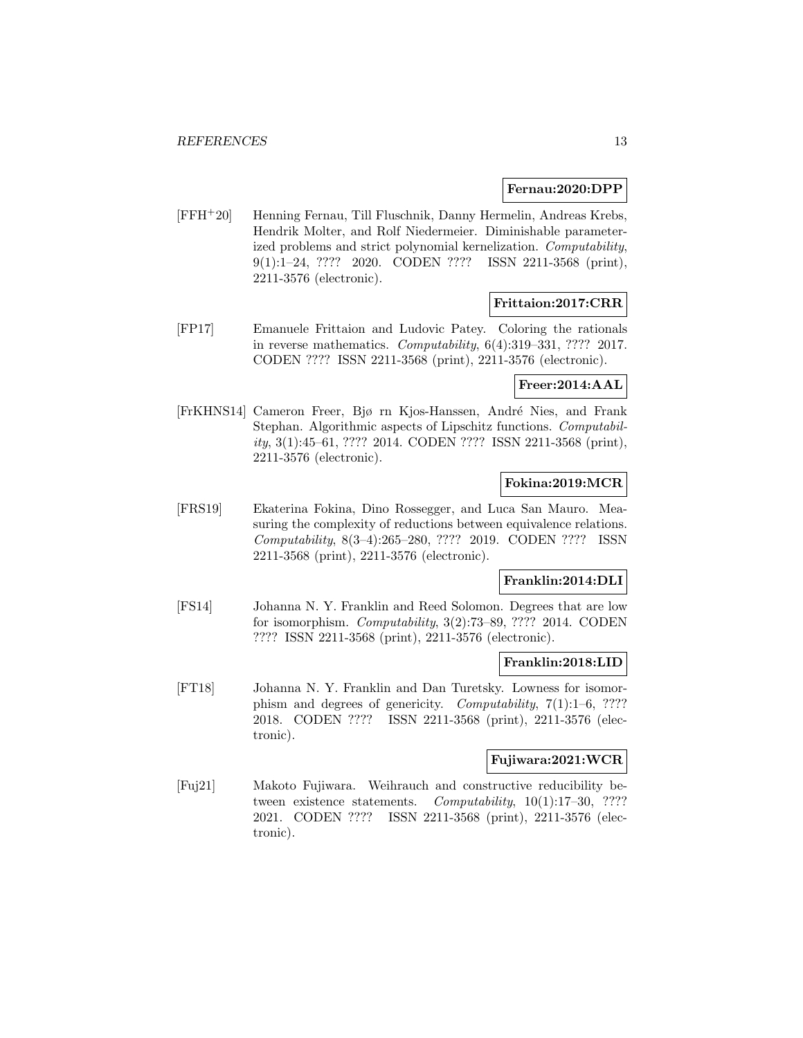**Fernau:2020:DPP**

[FFH+20] Henning Fernau, Till Fluschnik, Danny Hermelin, Andreas Krebs, Hendrik Molter, and Rolf Niedermeier. Diminishable parameterized problems and strict polynomial kernelization. *Computability*, 9(1):1–24, ???? 2020. CODEN ???? ISSN 2211-3568 (print), 2211-3576 (electronic).

**Frittaion:2017:CRR**

[FP17] Emanuele Frittaion and Ludovic Patey. Coloring the rationals in reverse mathematics. *Computability*, 6(4):319–331, ???? 2017. CODEN ???? ISSN 2211-3568 (print), 2211-3576 (electronic).

**Freer:2014:AAL**

[FrKHNS14] Cameron Freer, Bjø rn Kjos-Hanssen, André Nies, and Frank Stephan. Algorithmic aspects of Lipschitz functions. *Computability*, 3(1):45–61, ???? 2014. CODEN ???? ISSN 2211-3568 (print), 2211-3576 (electronic).

**Fokina:2019:MCR**

[FRS19] Ekaterina Fokina, Dino Rossegger, and Luca San Mauro. Measuring the complexity of reductions between equivalence relations. *Computability*, 8(3–4):265–280, ???? 2019. CODEN ???? ISSN 2211-3568 (print), 2211-3576 (electronic).

**Franklin:2014:DLI**

[FS14] Johanna N. Y. Franklin and Reed Solomon. Degrees that are low for isomorphism. *Computability*, 3(2):73–89, ???? 2014. CODEN ???? ISSN 2211-3568 (print), 2211-3576 (electronic).

**Franklin:2018:LID**

[FT18] Johanna N. Y. Franklin and Dan Turetsky. Lowness for isomorphism and degrees of genericity. *Computability*, 7(1):1–6, ???? 2018. CODEN ???? ISSN 2211-3568 (print), 2211-3576 (electronic).

**Fujiwara:2021:WCR**

[Fuj21] Makoto Fujiwara. Weihrauch and constructive reducibility between existence statements. *Computability*, 10(1):17–30, ???? 2021. CODEN ???? ISSN 2211-3568 (print), 2211-3576 (electronic).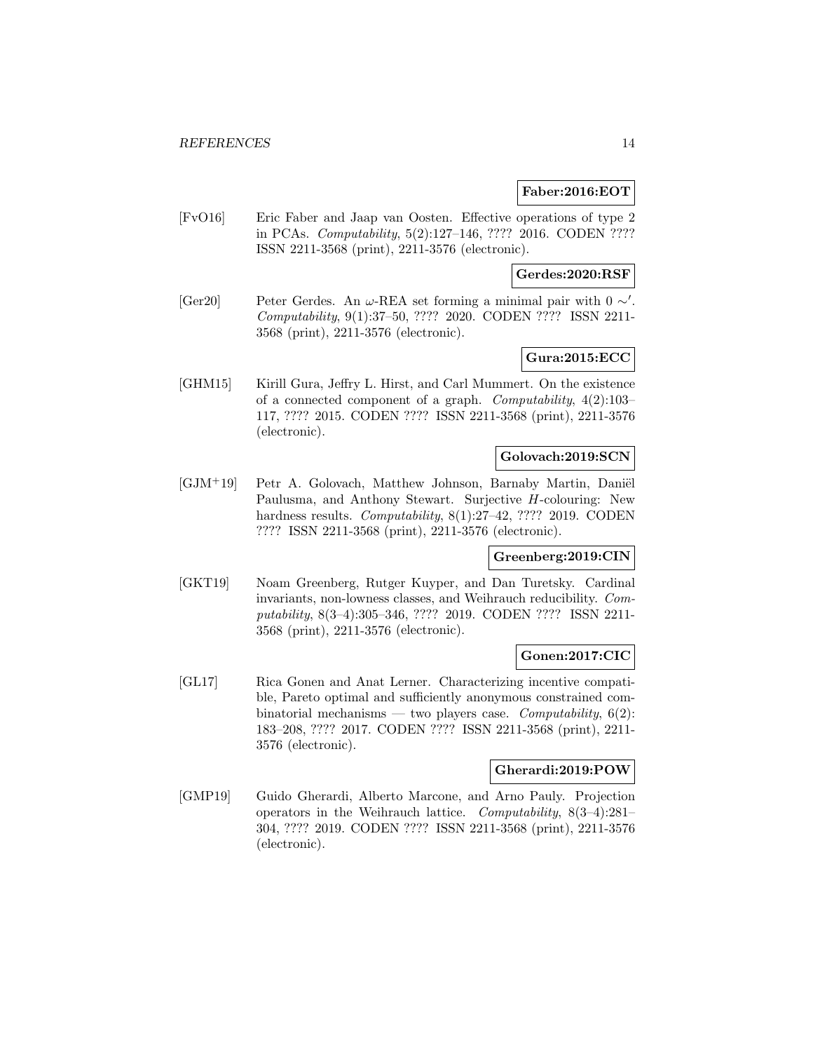**Faber:2016:EOT**

[FvO16] Eric Faber and Jaap van Oosten. Effective operations of type 2 in PCAs. *Computability*, 5(2):127–146, ???? 2016. CODEN ???? ISSN 2211-3568 (print), 2211-3576 (electronic).

**Gerdes:2020:RSF**

[Ger20] Peter Gerdes. An $\omega$-REA set forming a minimal pair with $0 \sim'$. *Computability*, 9(1):37–50, ???? 2020. CODEN ???? ISSN 2211-3568 (print), 2211-3576 (electronic).

**Gura:2015:ECC**

[GHM15] Kirill Gura, Jeffry L. Hirst, and Carl Mummert. On the existence of a connected component of a graph. *Computability*, 4(2):103–117, ???? 2015. CODEN ???? ISSN 2211-3568 (print), 2211-3576 (electronic).

**Golovach:2019:SCN**

[GJM+19] Petr A. Golovach, Matthew Johnson, Barnaby Martin, Daniël Paulusma, and Anthony Stewart. Surjective $H$-colouring: New hardness results. *Computability*, 8(1):27–42, ???? 2019. CODEN ???? ISSN 2211-3568 (print), 2211-3576 (electronic).

**Greenberg:2019:CIN**

[GKT19] Noam Greenberg, Rutger Kuyper, and Dan Turetsky. Cardinal invariants, non-lowness classes, and Weihrauch reducibility. *Computability*, 8(3–4):305–346, ???? 2019. CODEN ???? ISSN 2211-3568 (print), 2211-3576 (electronic).

**Gonen:2017:CIC**

[GL17] Rica Gonen and Anat Lerner. Characterizing incentive compatible, Pareto optimal and sufficiently anonymous constrained combinatorial mechanisms — two players case. *Computability*, 6(2): 183–208, ???? 2017. CODEN ???? ISSN 2211-3568 (print), 2211-3576 (electronic).

**Gherardi:2019:POW**

[GMP19] Guido Gherardi, Alberto Marcone, and Arno Pauly. Projection operators in the Weihrauch lattice. *Computability*, 8(3–4):281–304, ???? 2019. CODEN ???? ISSN 2211-3568 (print), 2211-3576 (electronic).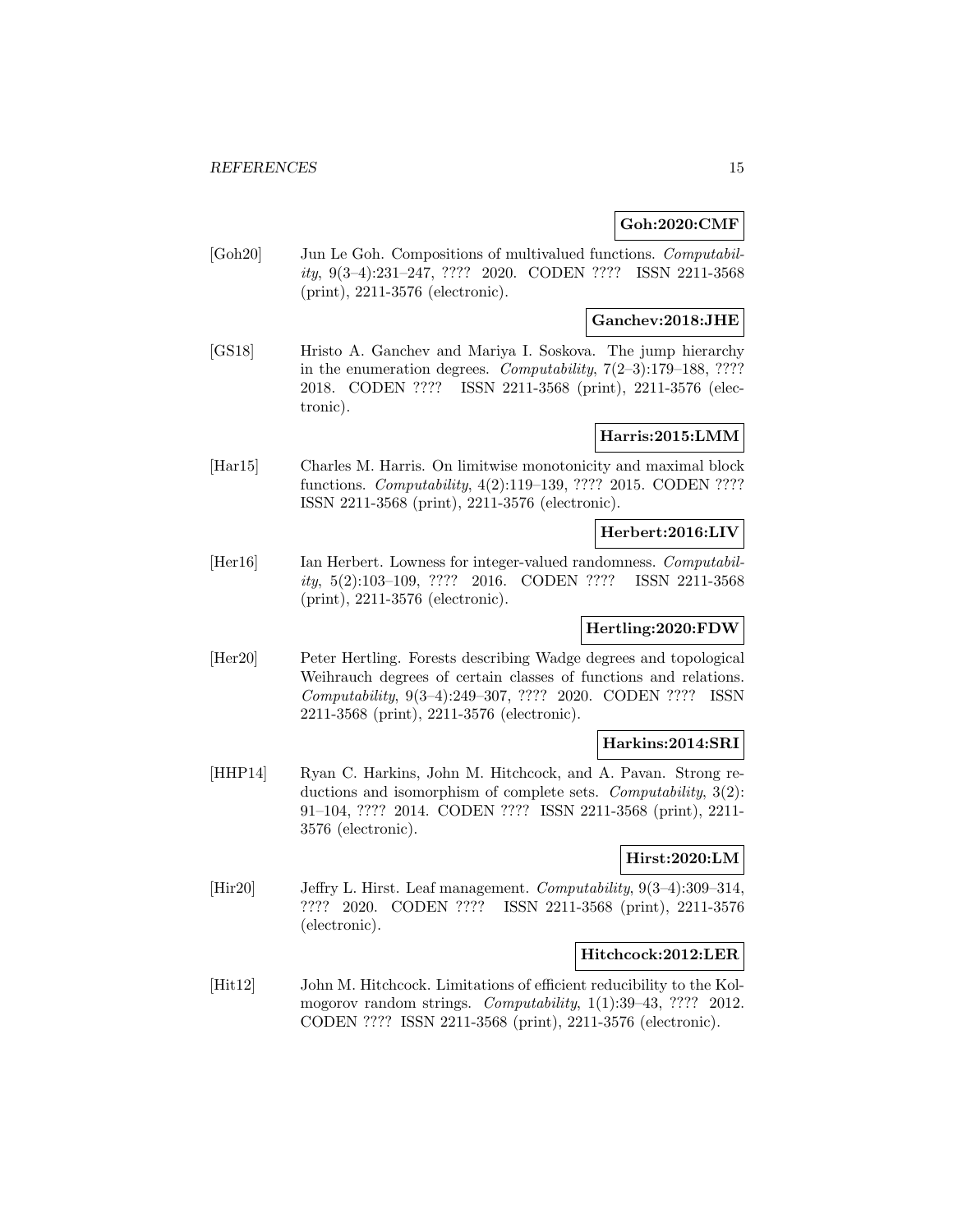**Goh:2020:CMF**

[Goh20] Jun Le Goh. Compositions of multivalued functions. *Computability*, 9(3–4):231–247, ???? 2020. CODEN ???? ISSN 2211-3568 (print), 2211-3576 (electronic).

**Ganchev:2018:JHE**

[GS18] Hristo A. Ganchev and Mariya I. Soskova. The jump hierarchy in the enumeration degrees. *Computability*, 7(2–3):179–188, ???? 2018. CODEN ???? ISSN 2211-3568 (print), 2211-3576 (electronic).

**Harris:2015:LMM**

[Har15] Charles M. Harris. On limitwise monotonicity and maximal block functions. *Computability*, 4(2):119–139, ???? 2015. CODEN ???? ISSN 2211-3568 (print), 2211-3576 (electronic).

**Herbert:2016:LIV**

[Her16] Ian Herbert. Lowness for integer-valued randomness. *Computability*, 5(2):103–109, ???? 2016. CODEN ???? ISSN 2211-3568 (print), 2211-3576 (electronic).

**Hertling:2020:FDW**

[Her20] Peter Hertling. Forests describing Wadge degrees and topological Weihrauch degrees of certain classes of functions and relations. *Computability*, 9(3–4):249–307, ???? 2020. CODEN ???? ISSN 2211-3568 (print), 2211-3576 (electronic).

**Harkins:2014:SRI**

[HHP14] Ryan C. Harkins, John M. Hitchcock, and A. Pavan. Strong reductions and isomorphism of complete sets. *Computability*, 3(2): 91–104, ???? 2014. CODEN ???? ISSN 2211-3568 (print), 2211-3576 (electronic).

**Hirst:2020:LM**

[Hir20] Jeffry L. Hirst. Leaf management. *Computability*, 9(3–4):309–314, ???? 2020. CODEN ???? ISSN 2211-3568 (print), 2211-3576 (electronic).

**Hitchcock:2012:LER**

[Hit12] John M. Hitchcock. Limitations of efficient reducibility to the Kolmogorov random strings. *Computability*, 1(1):39–43, ???? 2012. CODEN ???? ISSN 2211-3568 (print), 2211-3576 (electronic).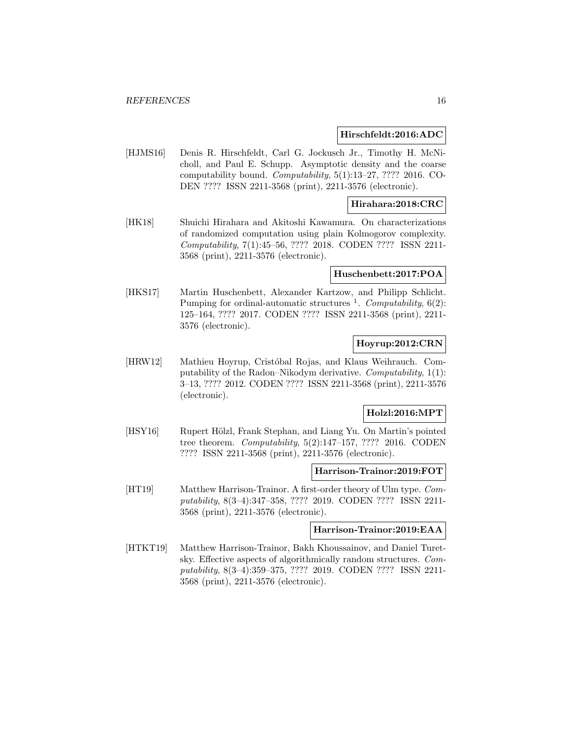**Hirschfeldt:2016:ADC**

[HJMS16] Denis R. Hirschfeldt, Carl G. Jockusch Jr., Timothy H. McNicholl, and Paul E. Schupp. Asymptotic density and the coarse computability bound. *Computability*, 5(1):13–27, ???? 2016. CODEN ???? ISSN 2211-3568 (print), 2211-3576 (electronic).

**Hirahara:2018:CRC**

[HK18] Shuichi Hirahara and Akitoshi Kawamura. On characterizations of randomized computation using plain Kolmogorov complexity. *Computability*, 7(1):45–56, ???? 2018. CODEN ???? ISSN 2211-3568 (print), 2211-3576 (electronic).

**Huschenbett:2017:POA**

[HKS17] Martin Huschenbett, Alexander Kartzow, and Philipp Schlicht. Pumping for ordinal-automatic structures [1]. *Computability*, 6(2): 125–164, ???? 2017. CODEN ???? ISSN 2211-3568 (print), 2211-3576 (electronic).

**Hoyrup:2012:CRN**

[HRW12] Mathieu Hoyrup, Cristóbal Rojas, and Klaus Weihrauch. Computability of the Radon–Nikodym derivative. *Computability*, 1(1): 3–13, ???? 2012. CODEN ???? ISSN 2211-3568 (print), 2211-3576 (electronic).

**Holzl:2016:MPT**

[HSY16] Rupert Hölzl, Frank Stephan, and Liang Yu. On Martin's pointed tree theorem. *Computability*, 5(2):147–157, ???? 2016. CODEN ???? ISSN 2211-3568 (print), 2211-3576 (electronic).

**Harrison-Trainor:2019:FOT**

[HT19] Matthew Harrison-Trainor. A first-order theory of Ulm type. *Computability*, 8(3–4):347–358, ???? 2019. CODEN ???? ISSN 2211-3568 (print), 2211-3576 (electronic).

**Harrison-Trainor:2019:EAA**

[HTKT19] Matthew Harrison-Trainor, Bakh Khoussainov, and Daniel Turetsky. Effective aspects of algorithmically random structures. *Computability*, 8(3–4):359–375, ???? 2019. CODEN ???? ISSN 2211-3568 (print), 2211-3576 (electronic).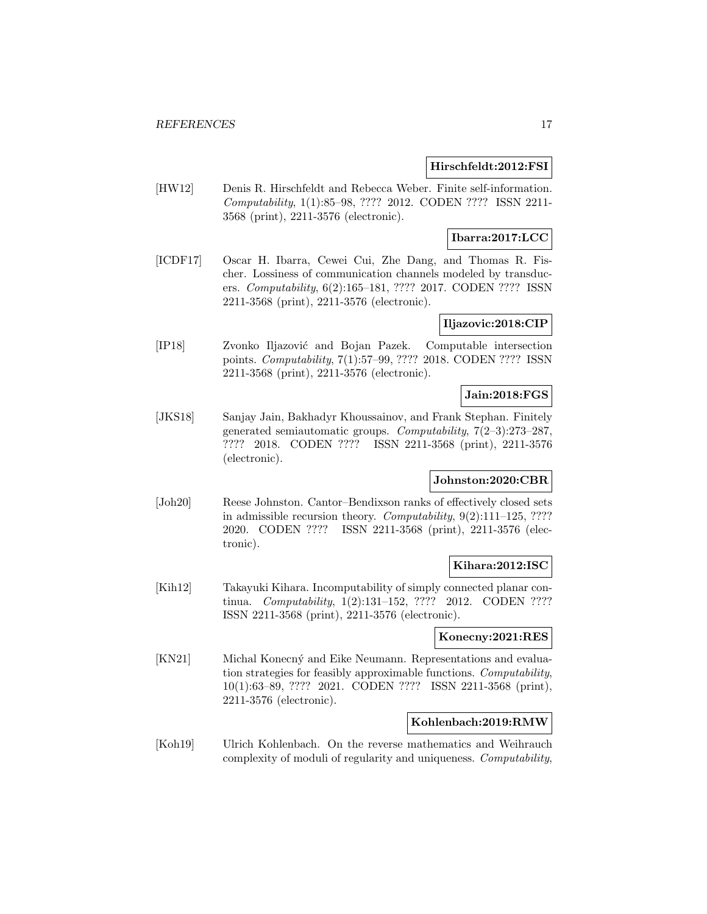**Hirschfeldt:2012:FSI**

[HW12] Denis R. Hirschfeldt and Rebecca Weber. Finite self-information. *Computability*, 1(1):85–98, ???? 2012. CODEN ???? ISSN 2211-3568 (print), 2211-3576 (electronic).

**Ibarra:2017:LCC**

[ICDF17] Oscar H. Ibarra, Cewei Cui, Zhe Dang, and Thomas R. Fischer. Lossiness of communication channels modeled by transducers. *Computability*, 6(2):165–181, ???? 2017. CODEN ???? ISSN 2211-3568 (print), 2211-3576 (electronic).

**Iljazovic:2018:CIP**

[IP18] Zvonko Iljazović and Bojan Pazek. Computable intersection points. *Computability*, 7(1):57–99, ???? 2018. CODEN ???? ISSN 2211-3568 (print), 2211-3576 (electronic).

**Jain:2018:FGS**

[JKS18] Sanjay Jain, Bakhadyr Khoussainov, and Frank Stephan. Finitely generated semiautomatic groups. *Computability*, 7(2–3):273–287, ???? 2018. CODEN ???? ISSN 2211-3568 (print), 2211-3576 (electronic).

**Johnston:2020:CBR**

[Joh20] Reese Johnston. Cantor–Bendixson ranks of effectively closed sets in admissible recursion theory. *Computability*, 9(2):111–125, ???? 2020. CODEN ???? ISSN 2211-3568 (print), 2211-3576 (electronic).

**Kihara:2012:ISC**

[Kih12] Takayuki Kihara. Incomputability of simply connected planar continua. *Computability*, 1(2):131–152, ???? 2012. CODEN ???? ISSN 2211-3568 (print), 2211-3576 (electronic).

**Konecny:2021:RES**

[KN21] Michal Konecný and Eike Neumann. Representations and evaluation strategies for feasibly approximable functions. *Computability*, 10(1):63–89, ???? 2021. CODEN ???? ISSN 2211-3568 (print), 2211-3576 (electronic).

**Kohlenbach:2019:RMW**

[Koh19] Ulrich Kohlenbach. On the reverse mathematics and Weihrauch complexity of moduli of regularity and uniqueness. *Computability*,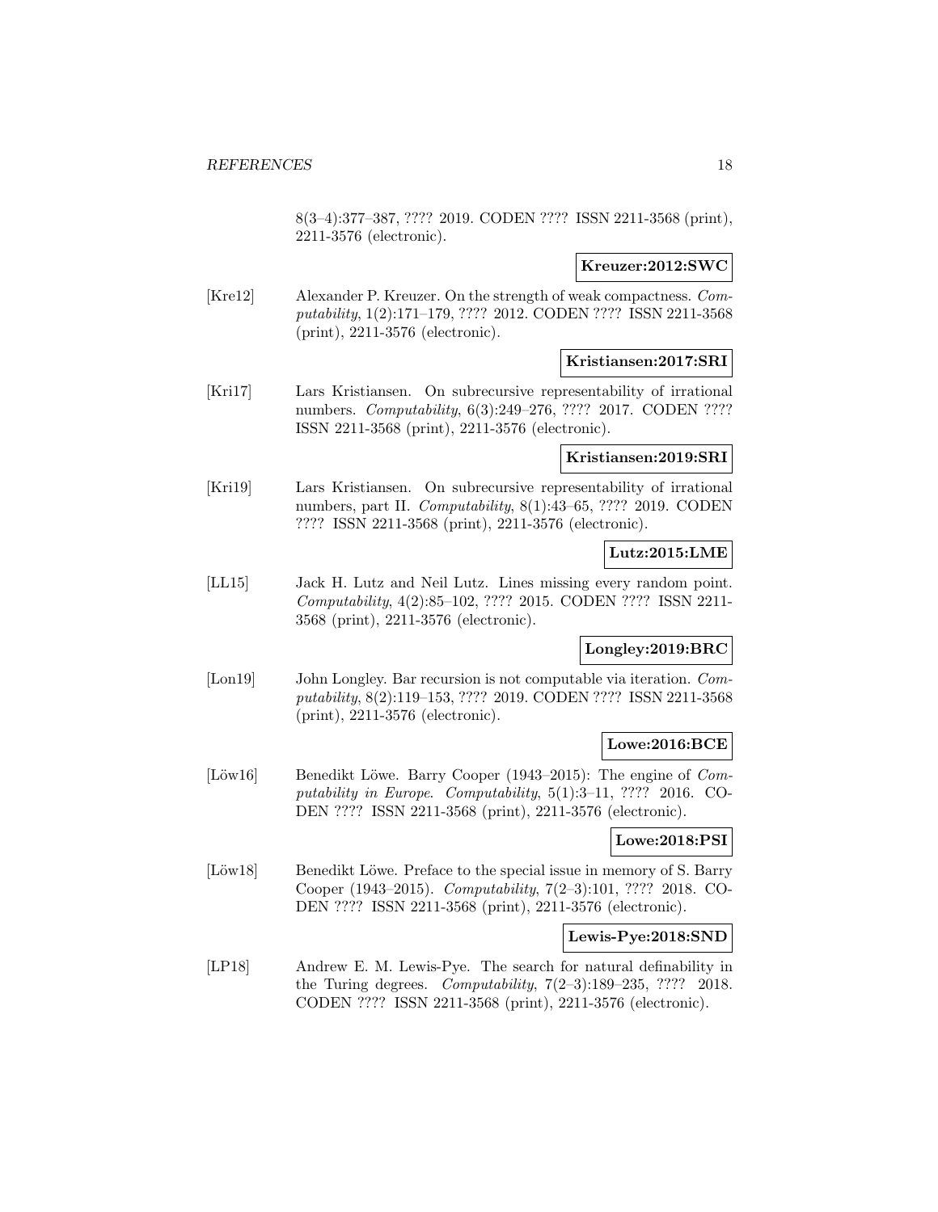8(3–4):377–387, ???? 2019. CODEN ???? ISSN 2211-3568 (print), 2211-3576 (electronic).

**Kreuzer:2012:SWC**

[Kre12] Alexander P. Kreuzer. On the strength of weak compactness. *Computability*, 1(2):171–179, ???? 2012. CODEN ???? ISSN 2211-3568 (print), 2211-3576 (electronic).

**Kristiansen:2017:SRI**

[Kri17] Lars Kristiansen. On subrecursive representability of irrational numbers. *Computability*, 6(3):249–276, ???? 2017. CODEN ???? ISSN 2211-3568 (print), 2211-3576 (electronic).

**Kristiansen:2019:SRI**

[Kri19] Lars Kristiansen. On subrecursive representability of irrational numbers, part II. *Computability*, 8(1):43–65, ???? 2019. CODEN ???? ISSN 2211-3568 (print), 2211-3576 (electronic).

**Lutz:2015:LME**

[LL15] Jack H. Lutz and Neil Lutz. Lines missing every random point. *Computability*, 4(2):85–102, ???? 2015. CODEN ???? ISSN 2211-3568 (print), 2211-3576 (electronic).

**Longley:2019:BRC**

[Lon19] John Longley. Bar recursion is not computable via iteration. *Computability*, 8(2):119–153, ???? 2019. CODEN ???? ISSN 2211-3568 (print), 2211-3576 (electronic).

**Lowe:2016:BCE**

[Löw16] Benedikt Löwe. Barry Cooper (1943–2015): The engine of *Computability in Europe*. *Computability*, 5(1):3–11, ???? 2016. CODEN ???? ISSN 2211-3568 (print), 2211-3576 (electronic).

**Lowe:2018:PSI**

[Löw18] Benedikt Löwe. Preface to the special issue in memory of S. Barry Cooper (1943–2015). *Computability*, 7(2–3):101, ???? 2018. CODEN ???? ISSN 2211-3568 (print), 2211-3576 (electronic).

**Lewis-Pye:2018:SND**

[LP18] Andrew E. M. Lewis-Pye. The search for natural definability in the Turing degrees. *Computability*, 7(2–3):189–235, ???? 2018. CODEN ???? ISSN 2211-3568 (print), 2211-3576 (electronic).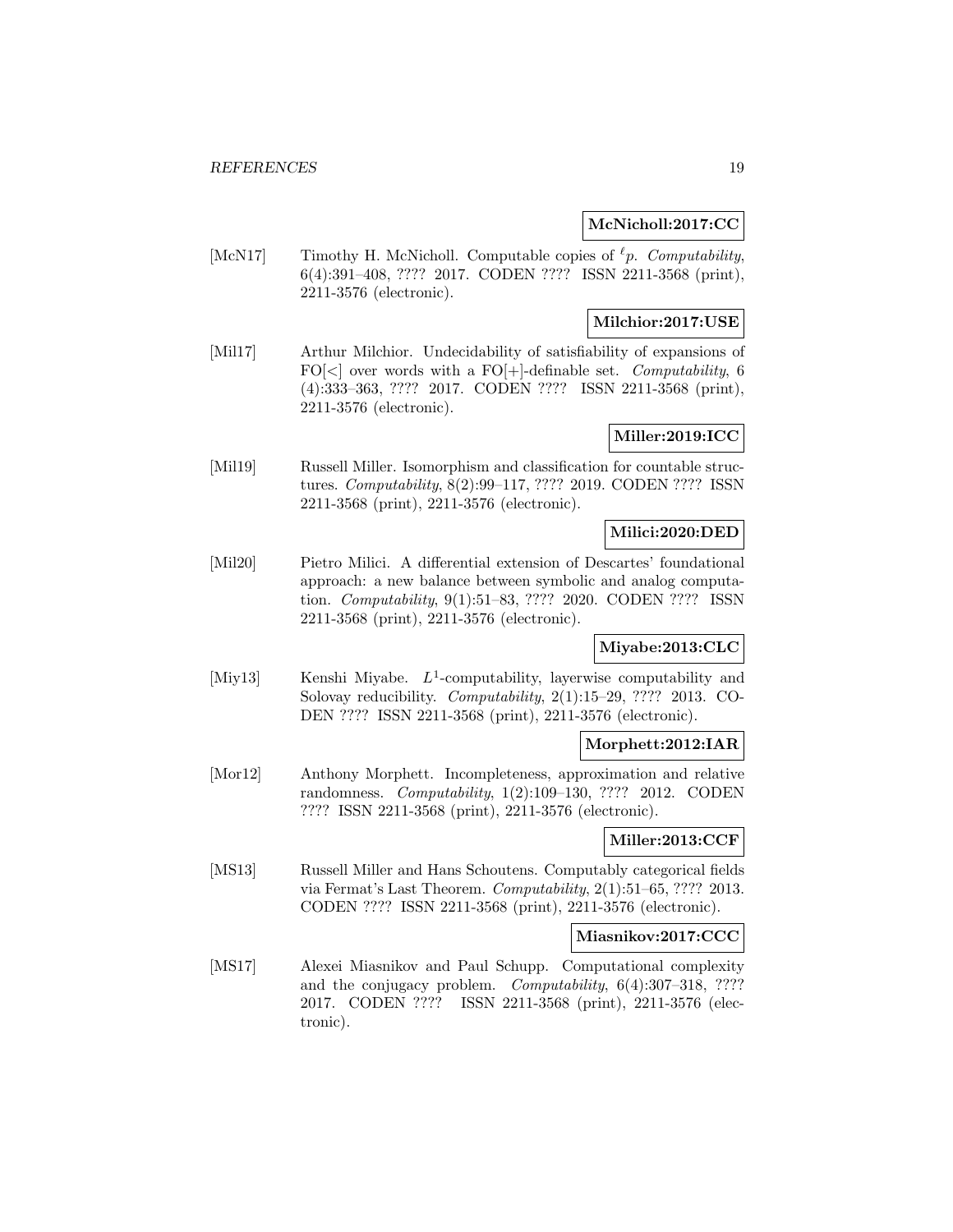**McNicholl:2017:CC**

[McN17] Timothy H. McNicholl. Computable copies of $^{\ell}p$. *Computability*, 6(4):391–408, ???? 2017. CODEN ???? ISSN 2211-3568 (print), 2211-3576 (electronic).

**Milchior:2017:USE**

[Mil17] Arthur Milchior. Undecidability of satisfiability of expansions of FO[<] over words with a FO[+]-definable set. *Computability*, 6 (4):333–363, ???? 2017. CODEN ???? ISSN 2211-3568 (print), 2211-3576 (electronic).

**Miller:2019:ICC**

[Mil19] Russell Miller. Isomorphism and classification for countable structures. *Computability*, 8(2):99–117, ???? 2019. CODEN ???? ISSN 2211-3568 (print), 2211-3576 (electronic).

**Milici:2020:DED**

[Mil20] Pietro Milici. A differential extension of Descartes' foundational approach: a new balance between symbolic and analog computation. *Computability*, 9(1):51–83, ???? 2020. CODEN ???? ISSN 2211-3568 (print), 2211-3576 (electronic).

**Miyabe:2013:CLC**

[Miy13] Kenshi Miyabe. $L^1$-computability, layerwise computability and Solovay reducibility. *Computability*, 2(1):15–29, ???? 2013. CODEN ???? ISSN 2211-3568 (print), 2211-3576 (electronic).

**Morphett:2012:IAR**

[Mor12] Anthony Morphett. Incompleteness, approximation and relative randomness. *Computability*, 1(2):109–130, ???? 2012. CODEN ???? ISSN 2211-3568 (print), 2211-3576 (electronic).

**Miller:2013:CCF**

[MS13] Russell Miller and Hans Schoutens. Computably categorical fields via Fermat's Last Theorem. *Computability*, 2(1):51–65, ???? 2013. CODEN ???? ISSN 2211-3568 (print), 2211-3576 (electronic).

**Miasnikov:2017:CCC**

[MS17] Alexei Miasnikov and Paul Schupp. Computational complexity and the conjugacy problem. *Computability*, 6(4):307–318, ???? 2017. CODEN ???? ISSN 2211-3568 (print), 2211-3576 (electronic).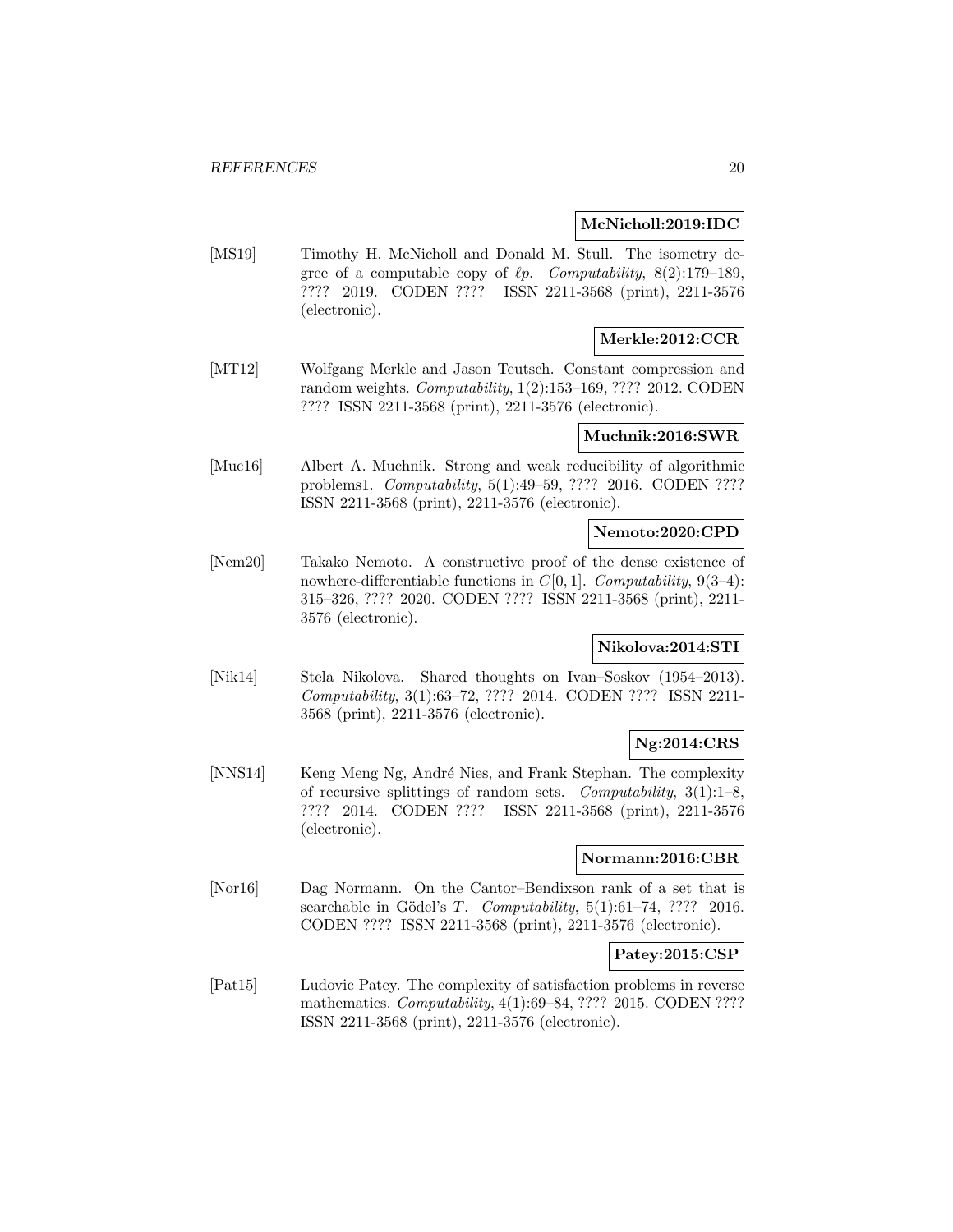**McNicholl:2019:IDC**

[MS19] Timothy H. McNicholl and Donald M. Stull. The isometry degree of a computable copy of $\ell p$. *Computability*, 8(2):179–189, ???? 2019. CODEN ???? ISSN 2211-3568 (print), 2211-3576 (electronic).

**Merkle:2012:CCR**

[MT12] Wolfgang Merkle and Jason Teutsch. Constant compression and random weights. *Computability*, 1(2):153–169, ???? 2012. CODEN ???? ISSN 2211-3568 (print), 2211-3576 (electronic).

**Muchnik:2016:SWR**

[Muc16] Albert A. Muchnik. Strong and weak reducibility of algorithmic problems1. *Computability*, 5(1):49–59, ???? 2016. CODEN ???? ISSN 2211-3568 (print), 2211-3576 (electronic).

**Nemoto:2020:CPD**

[Nem20] Takako Nemoto. A constructive proof of the dense existence of nowhere-differentiable functions in $C[0,1]$. *Computability*, 9(3–4): 315–326, ???? 2020. CODEN ???? ISSN 2211-3568 (print), 2211-3576 (electronic).

**Nikolova:2014:STI**

[Nik14] Stela Nikolova. Shared thoughts on Ivan–Soskov (1954–2013). *Computability*, 3(1):63–72, ???? 2014. CODEN ???? ISSN 2211-3568 (print), 2211-3576 (electronic).

**Ng:2014:CRS**

[NNS14] Keng Meng Ng, André Nies, and Frank Stephan. The complexity of recursive splittings of random sets. *Computability*, 3(1):1–8, ???? 2014. CODEN ???? ISSN 2211-3568 (print), 2211-3576 (electronic).

**Normann:2016:CBR**

[Nor16] Dag Normann. On the Cantor–Bendixson rank of a set that is searchable in Gödel's $T$. *Computability*, 5(1):61–74, ???? 2016. CODEN ???? ISSN 2211-3568 (print), 2211-3576 (electronic).

**Patey:2015:CSP**

[Pat15] Ludovic Patey. The complexity of satisfaction problems in reverse mathematics. *Computability*, 4(1):69–84, ???? 2015. CODEN ???? ISSN 2211-3568 (print), 2211-3576 (electronic).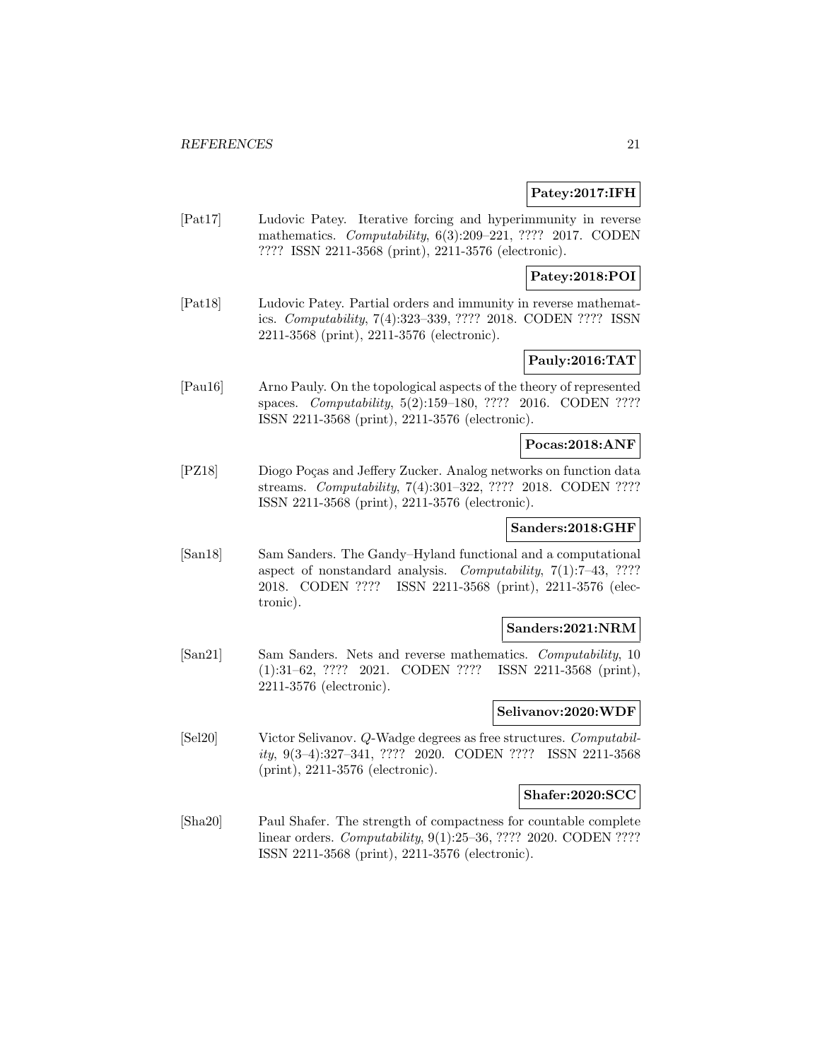**Patey:2017:IFH**

[Pat17] Ludovic Patey. Iterative forcing and hyperimmunity in reverse mathematics. *Computability*, 6(3):209–221, ???? 2017. CODEN ???? ISSN 2211-3568 (print), 2211-3576 (electronic).

**Patey:2018:POI**

[Pat18] Ludovic Patey. Partial orders and immunity in reverse mathematics. *Computability*, 7(4):323–339, ???? 2018. CODEN ???? ISSN 2211-3568 (print), 2211-3576 (electronic).

**Pauly:2016:TAT**

[Pau16] Arno Pauly. On the topological aspects of the theory of represented spaces. *Computability*, 5(2):159–180, ???? 2016. CODEN ???? ISSN 2211-3568 (print), 2211-3576 (electronic).

**Pocas:2018:ANF**

[PZ18] Diogo Poças and Jeffery Zucker. Analog networks on function data streams. *Computability*, 7(4):301–322, ???? 2018. CODEN ???? ISSN 2211-3568 (print), 2211-3576 (electronic).

**Sanders:2018:GHF**

[San18] Sam Sanders. The Gandy–Hyland functional and a computational aspect of nonstandard analysis. *Computability*, 7(1):7–43, ???? 2018. CODEN ???? ISSN 2211-3568 (print), 2211-3576 (electronic).

**Sanders:2021:NRM**

[San21] Sam Sanders. Nets and reverse mathematics. *Computability*, 10 (1):31–62, ???? 2021. CODEN ???? ISSN 2211-3568 (print), 2211-3576 (electronic).

**Selivanov:2020:WDF**

[Sel20] Victor Selivanov. $Q$-Wadge degrees as free structures. *Computability*, 9(3–4):327–341, ???? 2020. CODEN ???? ISSN 2211-3568 (print), 2211-3576 (electronic).

**Shafer:2020:SCC**

[Sha20] Paul Shafer. The strength of compactness for countable complete linear orders. *Computability*, 9(1):25–36, ???? 2020. CODEN ???? ISSN 2211-3568 (print), 2211-3576 (electronic).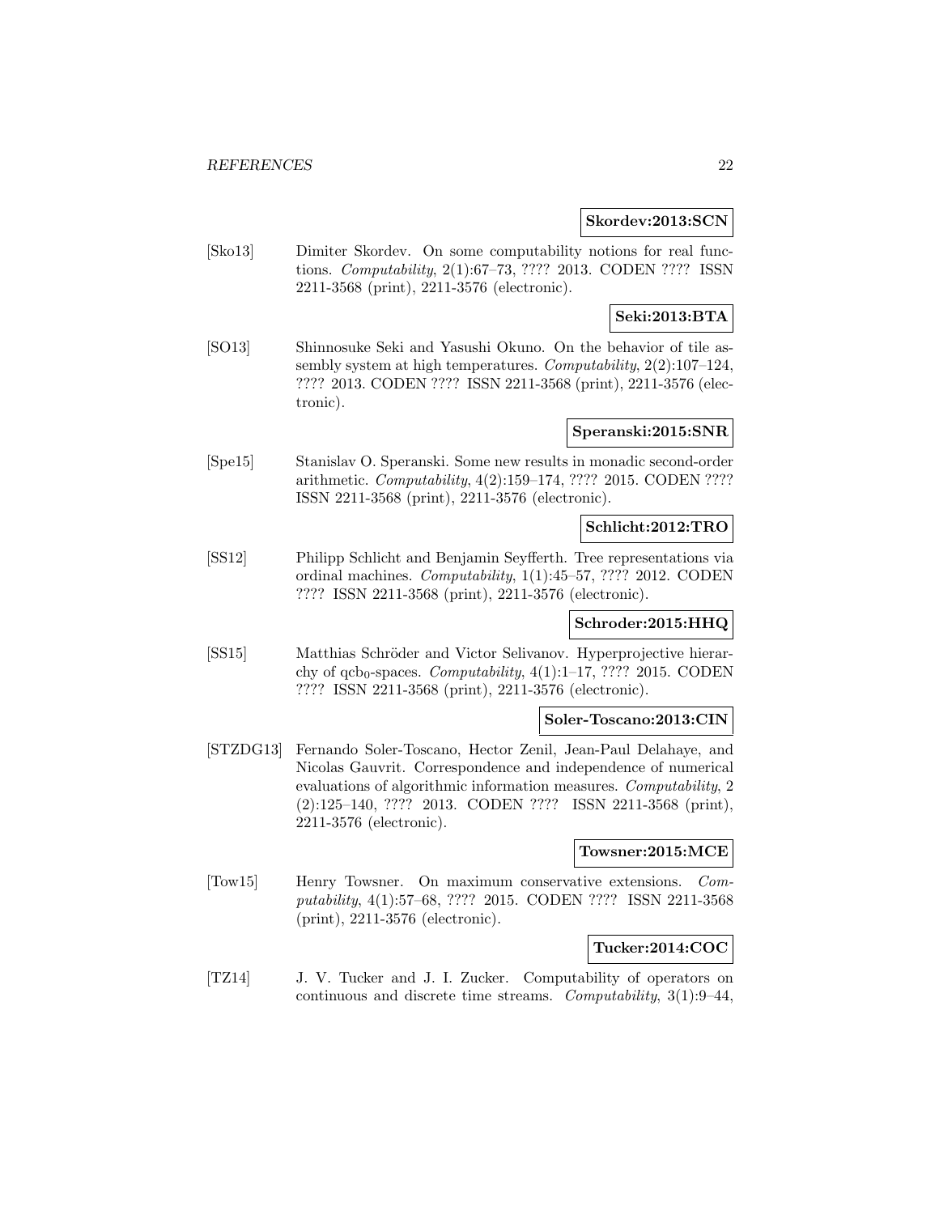**Skordev:2013:SCN**

[Sko13] Dimiter Skordev. On some computability notions for real functions. *Computability*, 2(1):67–73, ???? 2013. CODEN ???? ISSN 2211-3568 (print), 2211-3576 (electronic).

**Seki:2013:BTA**

[SO13] Shinnosuke Seki and Yasushi Okuno. On the behavior of tile assembly system at high temperatures. *Computability*, 2(2):107–124, ???? 2013. CODEN ???? ISSN 2211-3568 (print), 2211-3576 (electronic).

**Speranski:2015:SNR**

[Spe15] Stanislav O. Speranski. Some new results in monadic second-order arithmetic. *Computability*, 4(2):159–174, ???? 2015. CODEN ???? ISSN 2211-3568 (print), 2211-3576 (electronic).

**Schlicht:2012:TRO**

[SS12] Philipp Schlicht and Benjamin Seyfferth. Tree representations via ordinal machines. *Computability*, 1(1):45–57, ???? 2012. CODEN ???? ISSN 2211-3568 (print), 2211-3576 (electronic).

**Schroder:2015:HHQ**

[SS15] Matthias Schröder and Victor Selivanov. Hyperprojective hierarchy of $qcb_0$-spaces. *Computability*, 4(1):1–17, ???? 2015. CODEN ???? ISSN 2211-3568 (print), 2211-3576 (electronic).

**Soler-Toscano:2013:CIN**

[STZDG13] Fernando Soler-Toscano, Hector Zenil, Jean-Paul Delahaye, and Nicolas Gauvrit. Correspondence and independence of numerical evaluations of algorithmic information measures. *Computability*, 2 (2):125–140, ???? 2013. CODEN ???? ISSN 2211-3568 (print), 2211-3576 (electronic).

**Towsner:2015:MCE**

[Tow15] Henry Towsner. On maximum conservative extensions. *Computability*, 4(1):57–68, ???? 2015. CODEN ???? ISSN 2211-3568 (print), 2211-3576 (electronic).

**Tucker:2014:COC**

[TZ14] J. V. Tucker and J. I. Zucker. Computability of operators on continuous and discrete time streams. *Computability*, 3(1):9–44,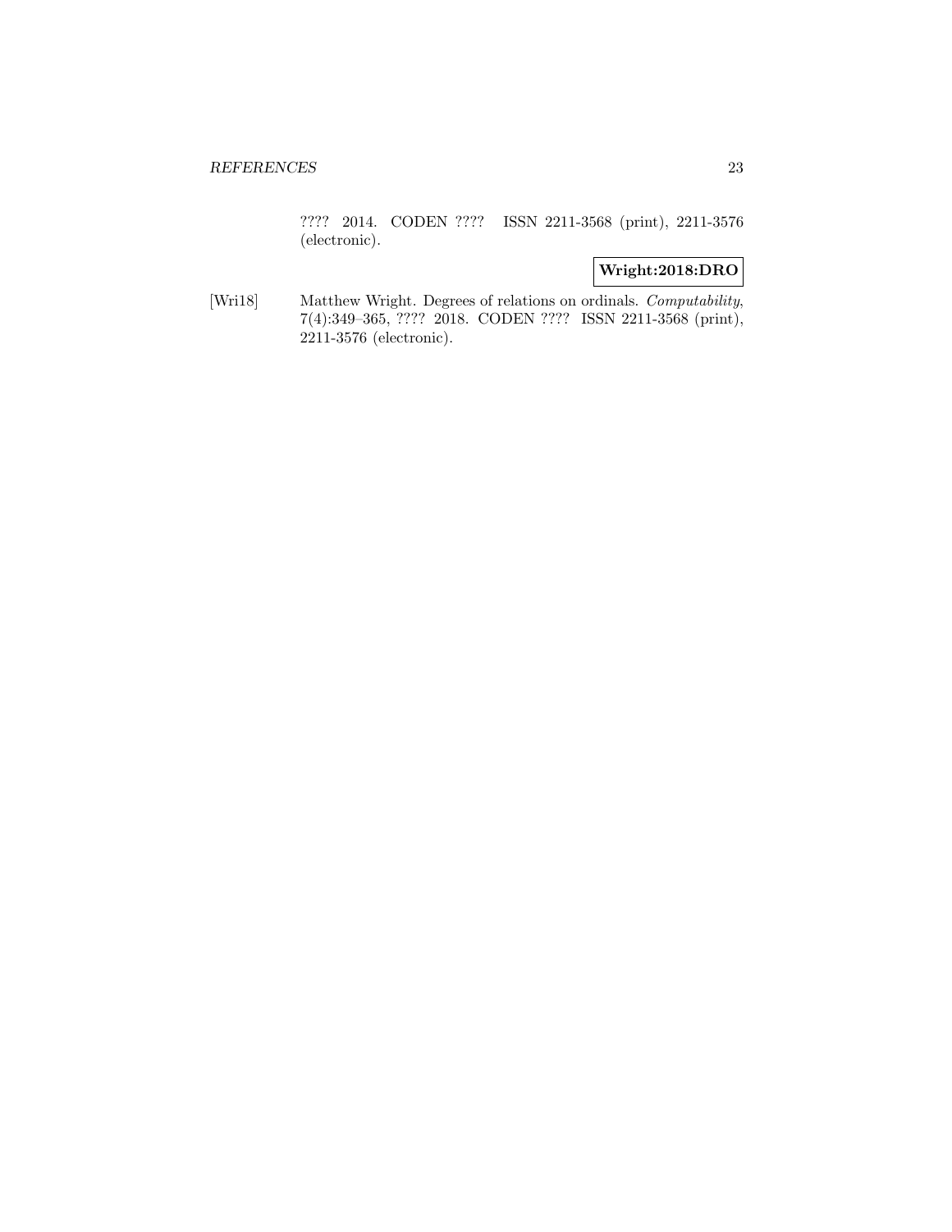???? 2014. CODEN ???? ISSN 2211-3568 (print), 2211-3576 (electronic).

**Wright:2018:DRO**

[Wri18] Matthew Wright. Degrees of relations on ordinals. *Computability*, 7(4):349–365, ???? 2018. CODEN ???? ISSN 2211-3568 (print), 2211-3576 (electronic).